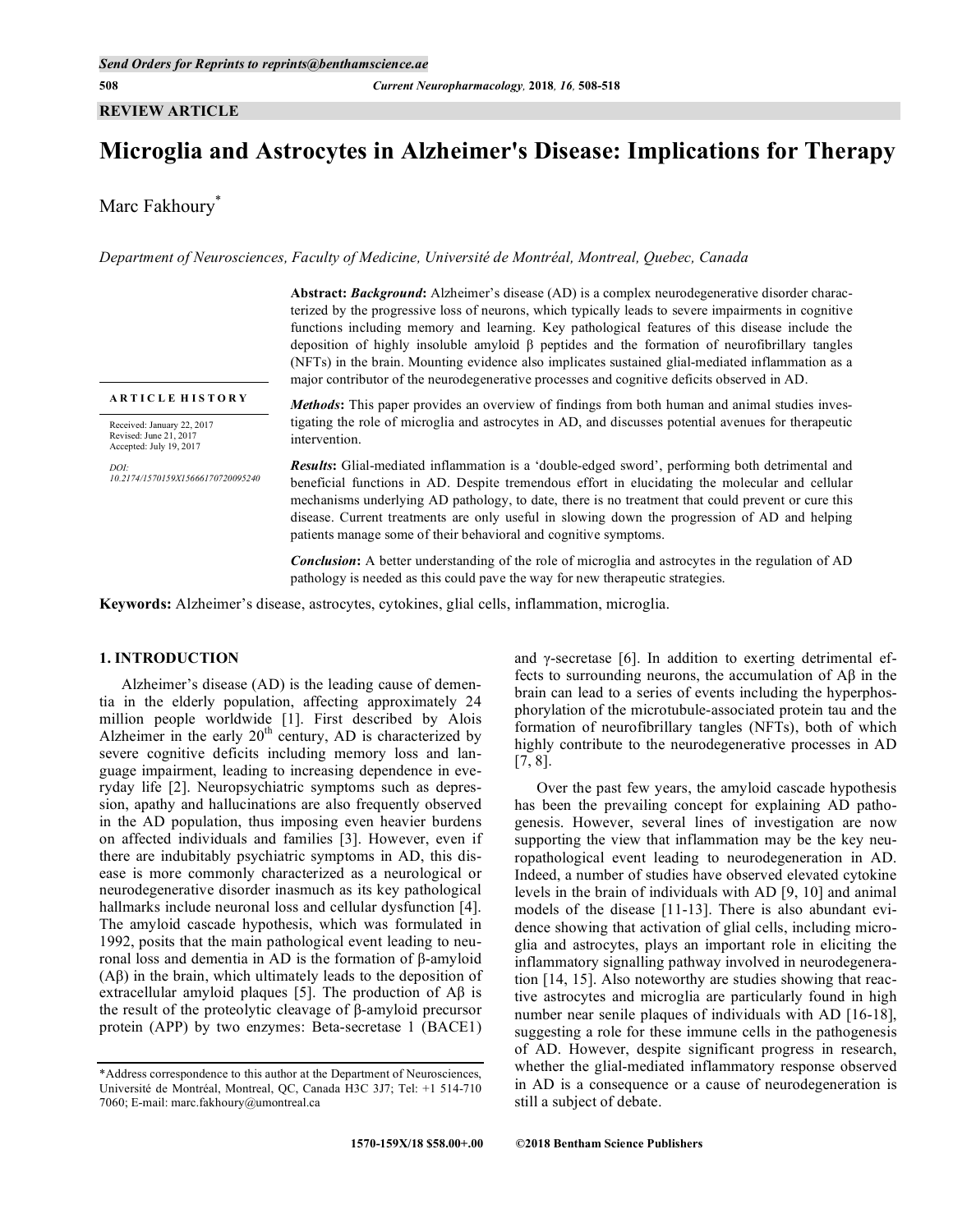**REVIEW ARTICLE**

# Microglia and Astrocytes in Alzheimer's Disease: Implications for Therapy

Marc Fakhoury*

*Department of Neurosciences, Faculty of Medicine, Université de Montréal, Montreal, Quebec, Canada*

**ARTICLE HISTORY**

Received: January 22, 2017
Revised: June 21, 2017
Accepted: July 19, 2017

*DOI:*
*10.2174/1570159X15666170720095240*

**Abstract:** ***Background***: Alzheimer's disease (AD) is a complex neurodegenerative disorder characterized by the progressive loss of neurons, which typically leads to severe impairments in cognitive functions including memory and learning. Key pathological features of this disease include the deposition of highly insoluble amyloid β peptides and the formation of neurofibrillary tangles (NFTs) in the brain. Mounting evidence also implicates sustained glial-mediated inflammation as a major contributor of the neurodegenerative processes and cognitive deficits observed in AD.

***Methods***: This paper provides an overview of findings from both human and animal studies investigating the role of microglia and astrocytes in AD, and discusses potential avenues for therapeutic intervention.

***Results***: Glial-mediated inflammation is a 'double-edged sword', performing both detrimental and beneficial functions in AD. Despite tremendous effort in elucidating the molecular and cellular mechanisms underlying AD pathology, to date, there is no treatment that could prevent or cure this disease. Current treatments are only useful in slowing down the progression of AD and helping patients manage some of their behavioral and cognitive symptoms.

***Conclusion***: A better understanding of the role of microglia and astrocytes in the regulation of AD pathology is needed as this could pave the way for new therapeutic strategies.

**Keywords:** Alzheimer's disease, astrocytes, cytokines, glial cells, inflammation, microglia.

## 1. INTRODUCTION

Alzheimer's disease (AD) is the leading cause of dementia in the elderly population, affecting approximately 24 million people worldwide [1]. First described by Alois Alzheimer in the early 20th century, AD is characterized by severe cognitive deficits including memory loss and language impairment, leading to increasing dependence in everyday life [2]. Neuropsychiatric symptoms such as depression, apathy and hallucinations are also frequently observed in the AD population, thus imposing even heavier burdens on affected individuals and families [3]. However, even if there are indubitably psychiatric symptoms in AD, this disease is more commonly characterized as a neurological or neurodegenerative disorder inasmuch as its key pathological hallmarks include neuronal loss and cellular dysfunction [4]. The amyloid cascade hypothesis, which was formulated in 1992, posits that the main pathological event leading to neuronal loss and dementia in AD is the formation of β-amyloid (Aβ) in the brain, which ultimately leads to the deposition of extracellular amyloid plaques [5]. The production of Aβ is the result of the proteolytic cleavage of β-amyloid precursor protein (APP) by two enzymes: Beta-secretase 1 (BACE1) and γ-secretase [6]. In addition to exerting detrimental effects to surrounding neurons, the accumulation of Aβ in the brain can lead to a series of events including the hyperphosphorylation of the microtubule-associated protein tau and the formation of neurofibrillary tangles (NFTs), both of which highly contribute to the neurodegenerative processes in AD [7, 8].

Over the past few years, the amyloid cascade hypothesis has been the prevailing concept for explaining AD pathogenesis. However, several lines of investigation are now supporting the view that inflammation may be the key neuropathological event leading to neurodegeneration in AD. Indeed, a number of studies have observed elevated cytokine levels in the brain of individuals with AD [9, 10] and animal models of the disease [11-13]. There is also abundant evidence showing that activation of glial cells, including microglia and astrocytes, plays an important role in eliciting the inflammatory signalling pathway involved in neurodegeneration [14, 15]. Also noteworthy are studies showing that reactive astrocytes and microglia are particularly found in high number near senile plaques of individuals with AD [16-18], suggesting a role for these immune cells in the pathogenesis of AD. However, despite significant progress in research, whether the glial-mediated inflammatory response observed in AD is a consequence or a cause of neurodegeneration is still a subject of debate.

*Address correspondence to this author at the Department of Neurosciences, Université de Montréal, Montreal, QC, Canada H3C 3J7; Tel: +1 514-710 7060; E-mail: marc.fakhoury@umontreal.ca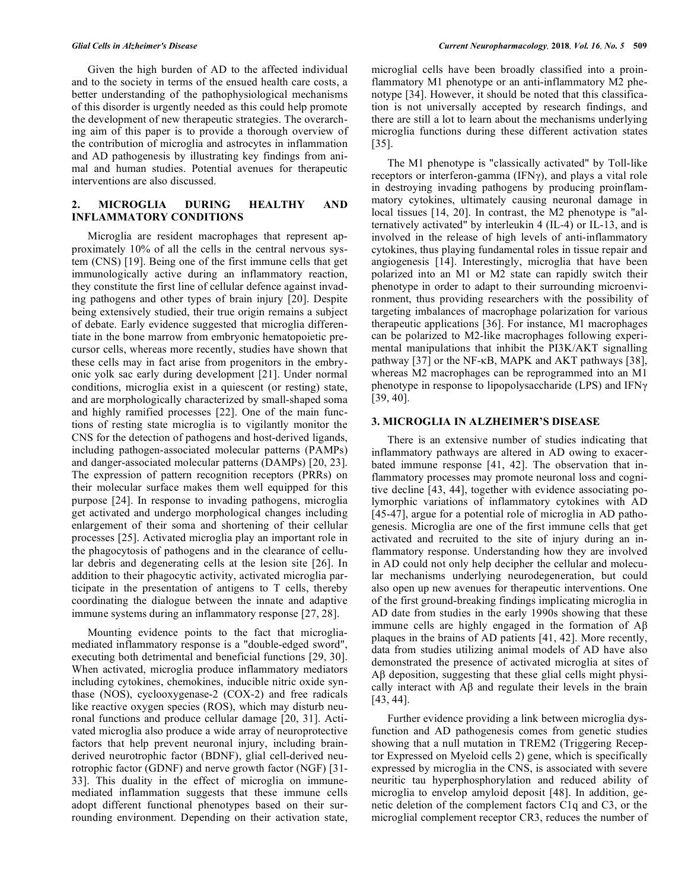Given the high burden of AD to the affected individual and to the society in terms of the ensued health care costs, a better understanding of the pathophysiological mechanisms of this disorder is urgently needed as this could help promote the development of new therapeutic strategies. The overarching aim of this paper is to provide a thorough overview of the contribution of microglia and astrocytes in inflammation and AD pathogenesis by illustrating key findings from animal and human studies. Potential avenues for therapeutic interventions are also discussed.

## 2. MICROGLIA DURING HEALTHY AND INFLAMMATORY CONDITIONS

Microglia are resident macrophages that represent approximately 10% of all the cells in the central nervous system (CNS) [19]. Being one of the first immune cells that get immunologically active during an inflammatory reaction, they constitute the first line of cellular defence against invading pathogens and other types of brain injury [20]. Despite being extensively studied, their true origin remains a subject of debate. Early evidence suggested that microglia differentiate in the bone marrow from embryonic hematopoietic precursor cells, whereas more recently, studies have shown that these cells may in fact arise from progenitors in the embryonic yolk sac early during development [21]. Under normal conditions, microglia exist in a quiescent (or resting) state, and are morphologically characterized by small-shaped soma and highly ramified processes [22]. One of the main functions of resting state microglia is to vigilantly monitor the CNS for the detection of pathogens and host-derived ligands, including pathogen-associated molecular patterns (PAMPs) and danger-associated molecular patterns (DAMPs) [20, 23]. The expression of pattern recognition receptors (PRRs) on their molecular surface makes them well equipped for this purpose [24]. In response to invading pathogens, microglia get activated and undergo morphological changes including enlargement of their soma and shortening of their cellular processes [25]. Activated microglia play an important role in the phagocytosis of pathogens and in the clearance of cellular debris and degenerating cells at the lesion site [26]. In addition to their phagocytic activity, activated microglia participate in the presentation of antigens to T cells, thereby coordinating the dialogue between the innate and adaptive immune systems during an inflammatory response [27, 28].

Mounting evidence points to the fact that microglia-mediated inflammatory response is a "double-edged sword", executing both detrimental and beneficial functions [29, 30]. When activated, microglia produce inflammatory mediators including cytokines, chemokines, inducible nitric oxide synthase (NOS), cyclooxygenase-2 (COX-2) and free radicals like reactive oxygen species (ROS), which may disturb neuronal functions and produce cellular damage [20, 31]. Activated microglia also produce a wide array of neuroprotective factors that help prevent neuronal injury, including brain-derived neurotrophic factor (BDNF), glial cell-derived neurotrophic factor (GDNF) and nerve growth factor (NGF) [31-33]. This duality in the effect of microglia on immune-mediated inflammation suggests that these immune cells adopt different functional phenotypes based on their surrounding environment. Depending on their activation state, microglial cells have been broadly classified into a proinflammatory M1 phenotype or an anti-inflammatory M2 phenotype [34]. However, it should be noted that this classification is not universally accepted by research findings, and there are still a lot to learn about the mechanisms underlying microglia functions during these different activation states [35].

The M1 phenotype is "classically activated" by Toll-like receptors or interferon-gamma (IFNγ), and plays a vital role in destroying invading pathogens by producing proinflammatory cytokines, ultimately causing neuronal damage in local tissues [14, 20]. In contrast, the M2 phenotype is "alternatively activated" by interleukin 4 (IL-4) or IL-13, and is involved in the release of high levels of anti-inflammatory cytokines, thus playing fundamental roles in tissue repair and angiogenesis [14]. Interestingly, microglia that have been polarized into an M1 or M2 state can rapidly switch their phenotype in order to adapt to their surrounding microenvironment, thus providing researchers with the possibility of targeting imbalances of macrophage polarization for various therapeutic applications [36]. For instance, M1 macrophages can be polarized to M2-like macrophages following experimental manipulations that inhibit the PI3K/AKT signalling pathway [37] or the NF-κB, MAPK and AKT pathways [38], whereas M2 macrophages can be reprogrammed into an M1 phenotype in response to lipopolysaccharide (LPS) and IFNγ [39, 40].

## 3. MICROGLIA IN ALZHEIMER'S DISEASE

There is an extensive number of studies indicating that inflammatory pathways are altered in AD owing to exacerbated immune response [41, 42]. The observation that inflammatory processes may promote neuronal loss and cognitive decline [43, 44], together with evidence associating polymorphic variations of inflammatory cytokines with AD [45-47], argue for a potential role of microglia in AD pathogenesis. Microglia are one of the first immune cells that get activated and recruited to the site of injury during an inflammatory response. Understanding how they are involved in AD could not only help decipher the cellular and molecular mechanisms underlying neurodegeneration, but could also open up new avenues for therapeutic interventions. One of the first ground-breaking findings implicating microglia in AD date from studies in the early 1990s showing that these immune cells are highly engaged in the formation of Aβ plaques in the brains of AD patients [41, 42]. More recently, data from studies utilizing animal models of AD have also demonstrated the presence of activated microglia at sites of Aβ deposition, suggesting that these glial cells might physically interact with Aβ and regulate their levels in the brain [43, 44].

Further evidence providing a link between microglia dysfunction and AD pathogenesis comes from genetic studies showing that a null mutation in TREM2 (Triggering Receptor Expressed on Myeloid cells 2) gene, which is specifically expressed by microglia in the CNS, is associated with severe neuritic tau hyperphosphorylation and reduced ability of microglia to envelop amyloid deposit [48]. In addition, genetic deletion of the complement factors C1q and C3, or the microglial complement receptor CR3, reduces the number of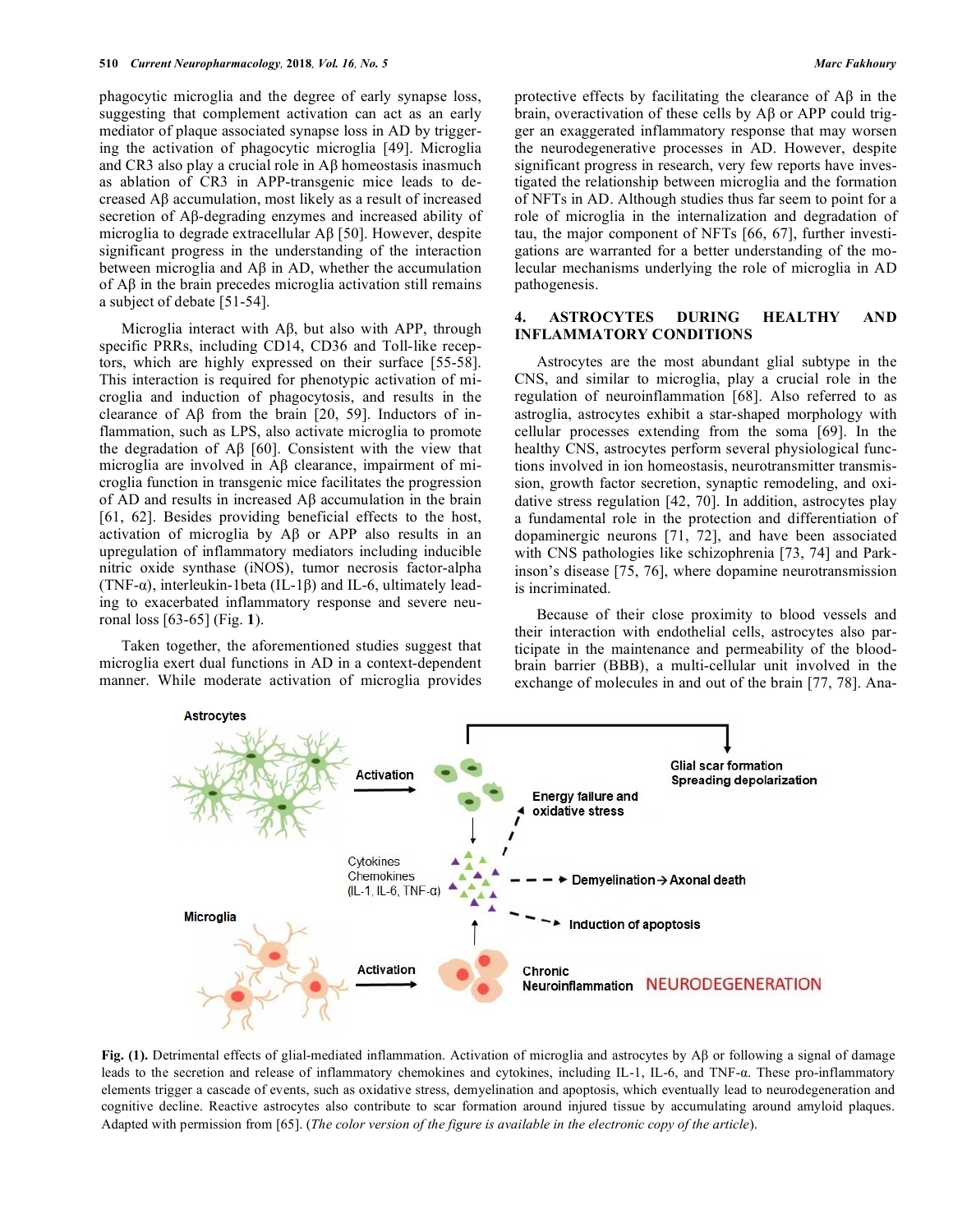phagocytic microglia and the degree of early synapse loss, suggesting that complement activation can act as an early mediator of plaque associated synapse loss in AD by triggering the activation of phagocytic microglia [49]. Microglia and CR3 also play a crucial role in Aβ homeostasis inasmuch as ablation of CR3 in APP-transgenic mice leads to decreased Aβ accumulation, most likely as a result of increased secretion of Aβ-degrading enzymes and increased ability of microglia to degrade extracellular Aβ [50]. However, despite significant progress in the understanding of the interaction between microglia and Aβ in AD, whether the accumulation of Aβ in the brain precedes microglia activation still remains a subject of debate [51-54].

Microglia interact with Aβ, but also with APP, through specific PRRs, including CD14, CD36 and Toll-like receptors, which are highly expressed on their surface [55-58]. This interaction is required for phenotypic activation of microglia and induction of phagocytosis, and results in the clearance of Aβ from the brain [20, 59]. Inductors of inflammation, such as LPS, also activate microglia to promote the degradation of Aβ [60]. Consistent with the view that microglia are involved in Aβ clearance, impairment of microglia function in transgenic mice facilitates the progression of AD and results in increased Aβ accumulation in the brain [61, 62]. Besides providing beneficial effects to the host, activation of microglia by Aβ or APP also results in an upregulation of inflammatory mediators including inducible nitric oxide synthase (iNOS), tumor necrosis factor-alpha (TNF-α), interleukin-1beta (IL-1β) and IL-6, ultimately leading to exacerbated inflammatory response and severe neuronal loss [63-65] (Fig. **1**).

Taken together, the aforementioned studies suggest that microglia exert dual functions in AD in a context-dependent manner. While moderate activation of microglia provides protective effects by facilitating the clearance of Aβ in the brain, overactivation of these cells by Aβ or APP could trigger an exaggerated inflammatory response that may worsen the neurodegenerative processes in AD. However, despite significant progress in research, very few reports have investigated the relationship between microglia and the formation of NFTs in AD. Although studies thus far seem to point for a role of microglia in the internalization and degradation of tau, the major component of NFTs [66, 67], further investigations are warranted for a better understanding of the molecular mechanisms underlying the role of microglia in AD pathogenesis.

## 4. ASTROCYTES DURING HEALTHY AND INFLAMMATORY CONDITIONS

Astrocytes are the most abundant glial subtype in the CNS, and similar to microglia, play a crucial role in the regulation of neuroinflammation [68]. Also referred to as astroglia, astrocytes exhibit a star-shaped morphology with cellular processes extending from the soma [69]. In the healthy CNS, astrocytes perform several physiological functions involved in ion homeostasis, neurotransmitter transmission, growth factor secretion, synaptic remodeling, and oxidative stress regulation [42, 70]. In addition, astrocytes play a fundamental role in the protection and differentiation of dopaminergic neurons [71, 72], and have been associated with CNS pathologies like schizophrenia [73, 74] and Parkinson's disease [75, 76], where dopamine neurotransmission is incriminated.

Because of their close proximity to blood vessels and their interaction with endothelial cells, astrocytes also participate in the maintenance and permeability of the blood-brain barrier (BBB), a multi-cellular unit involved in the exchange of molecules in and out of the brain [77, 78]. Ana-

**Fig. (1).** Detrimental effects of glial-mediated inflammation. Activation of microglia and astrocytes by Aβ or following a signal of damage leads to the secretion and release of inflammatory chemokines and cytokines, including IL-1, IL-6, and TNF-α. These pro-inflammatory elements trigger a cascade of events, such as oxidative stress, demyelination and apoptosis, which eventually lead to neurodegeneration and cognitive decline. Reactive astrocytes also contribute to scar formation around injured tissue by accumulating around amyloid plaques. Adapted with permission from [65]. (*The color version of the figure is available in the electronic copy of the article*).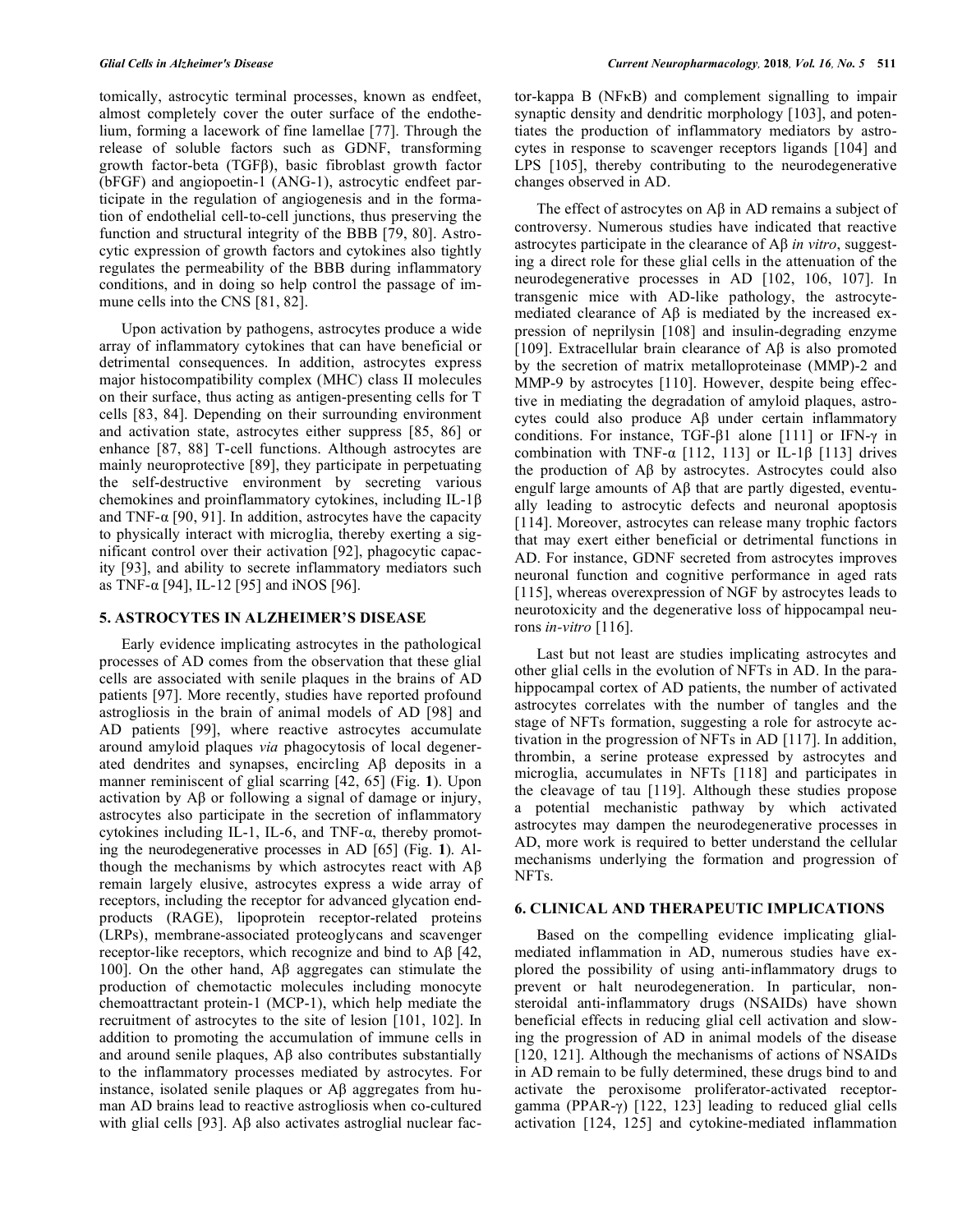tomically, astrocytic terminal processes, known as endfeet, almost completely cover the outer surface of the endothelium, forming a lacework of fine lamellae [77]. Through the release of soluble factors such as GDNF, transforming growth factor-beta (TGFβ), basic fibroblast growth factor (bFGF) and angiopoetin-1 (ANG-1), astrocytic endfeet participate in the regulation of angiogenesis and in the formation of endothelial cell-to-cell junctions, thus preserving the function and structural integrity of the BBB [79, 80]. Astrocytic expression of growth factors and cytokines also tightly regulates the permeability of the BBB during inflammatory conditions, and in doing so help control the passage of immune cells into the CNS [81, 82].

Upon activation by pathogens, astrocytes produce a wide array of inflammatory cytokines that can have beneficial or detrimental consequences. In addition, astrocytes express major histocompatibility complex (MHC) class II molecules on their surface, thus acting as antigen-presenting cells for T cells [83, 84]. Depending on their surrounding environment and activation state, astrocytes either suppress [85, 86] or enhance [87, 88] T-cell functions. Although astrocytes are mainly neuroprotective [89], they participate in perpetuating the self-destructive environment by secreting various chemokines and proinflammatory cytokines, including IL-1β and TNF-α [90, 91]. In addition, astrocytes have the capacity to physically interact with microglia, thereby exerting a significant control over their activation [92], phagocytic capacity [93], and ability to secrete inflammatory mediators such as TNF-α [94], IL-12 [95] and iNOS [96].

## 5. ASTROCYTES IN ALZHEIMER'S DISEASE

Early evidence implicating astrocytes in the pathological processes of AD comes from the observation that these glial cells are associated with senile plaques in the brains of AD patients [97]. More recently, studies have reported profound astrogliosis in the brain of animal models of AD [98] and AD patients [99], where reactive astrocytes accumulate around amyloid plaques *via* phagocytosis of local degenerated dendrites and synapses, encircling Aβ deposits in a manner reminiscent of glial scarring [42, 65] (Fig. **1**). Upon activation by Aβ or following a signal of damage or injury, astrocytes also participate in the secretion of inflammatory cytokines including IL-1, IL-6, and TNF-α, thereby promoting the neurodegenerative processes in AD [65] (Fig. **1**). Although the mechanisms by which astrocytes react with Aβ remain largely elusive, astrocytes express a wide array of receptors, including the receptor for advanced glycation end-products (RAGE), lipoprotein receptor-related proteins (LRPs), membrane-associated proteoglycans and scavenger receptor-like receptors, which recognize and bind to Aβ [42, 100]. On the other hand, Aβ aggregates can stimulate the production of chemotactic molecules including monocyte chemoattractant protein-1 (MCP-1), which help mediate the recruitment of astrocytes to the site of lesion [101, 102]. In addition to promoting the accumulation of immune cells in and around senile plaques, Aβ also contributes substantially to the inflammatory processes mediated by astrocytes. For instance, isolated senile plaques or Aβ aggregates from human AD brains lead to reactive astrogliosis when co-cultured with glial cells [93]. Aβ also activates astroglial nuclear factor-kappa B (NFκB) and complement signalling to impair synaptic density and dendritic morphology [103], and potentiates the production of inflammatory mediators by astrocytes in response to scavenger receptors ligands [104] and LPS [105], thereby contributing to the neurodegenerative changes observed in AD.

The effect of astrocytes on Aβ in AD remains a subject of controversy. Numerous studies have indicated that reactive astrocytes participate in the clearance of Aβ *in vitro*, suggesting a direct role for these glial cells in the attenuation of the neurodegenerative processes in AD [102, 106, 107]. In transgenic mice with AD-like pathology, the astrocyte-mediated clearance of Aβ is mediated by the increased expression of neprilysin [108] and insulin-degrading enzyme [109]. Extracellular brain clearance of Aβ is also promoted by the secretion of matrix metalloproteinase (MMP)-2 and MMP-9 by astrocytes [110]. However, despite being effective in mediating the degradation of amyloid plaques, astrocytes could also produce Aβ under certain inflammatory conditions. For instance, TGF-β1 alone [111] or IFN-γ in combination with TNF-α [112, 113] or IL-1β [113] drives the production of Aβ by astrocytes. Astrocytes could also engulf large amounts of Aβ that are partly digested, eventually leading to astrocytic defects and neuronal apoptosis [114]. Moreover, astrocytes can release many trophic factors that may exert either beneficial or detrimental functions in AD. For instance, GDNF secreted from astrocytes improves neuronal function and cognitive performance in aged rats [115], whereas overexpression of NGF by astrocytes leads to neurotoxicity and the degenerative loss of hippocampal neurons *in-vitro* [116].

Last but not least are studies implicating astrocytes and other glial cells in the evolution of NFTs in AD. In the parahippocampal cortex of AD patients, the number of activated astrocytes correlates with the number of tangles and the stage of NFTs formation, suggesting a role for astrocyte activation in the progression of NFTs in AD [117]. In addition, thrombin, a serine protease expressed by astrocytes and microglia, accumulates in NFTs [118] and participates in the cleavage of tau [119]. Although these studies propose a potential mechanistic pathway by which activated astrocytes may dampen the neurodegenerative processes in AD, more work is required to better understand the cellular mechanisms underlying the formation and progression of NFTs.

## 6. CLINICAL AND THERAPEUTIC IMPLICATIONS

Based on the compelling evidence implicating glial-mediated inflammation in AD, numerous studies have explored the possibility of using anti-inflammatory drugs to prevent or halt neurodegeneration. In particular, non-steroidal anti-inflammatory drugs (NSAIDs) have shown beneficial effects in reducing glial cell activation and slowing the progression of AD in animal models of the disease [120, 121]. Although the mechanisms of actions of NSAIDs in AD remain to be fully determined, these drugs bind to and activate the peroxisome proliferator-activated receptor-gamma (PPAR-γ) [122, 123] leading to reduced glial cells activation [124, 125] and cytokine-mediated inflammation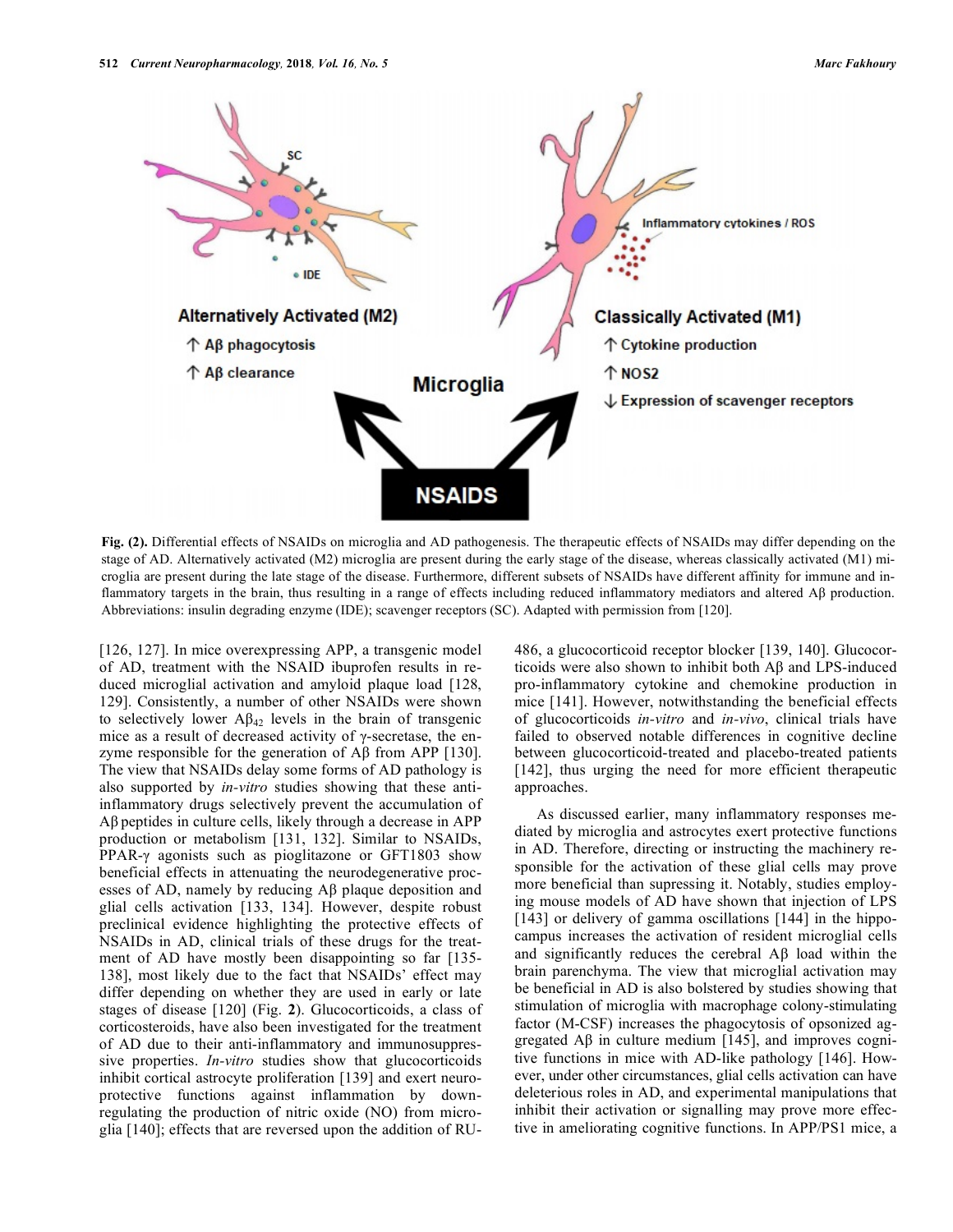**Fig. (2).** Differential effects of NSAIDs on microglia and AD pathogenesis. The therapeutic effects of NSAIDs may differ depending on the stage of AD. Alternatively activated (M2) microglia are present during the early stage of the disease, whereas classically activated (M1) microglia are present during the late stage of the disease. Furthermore, different subsets of NSAIDs have different affinity for immune and inflammatory targets in the brain, thus resulting in a range of effects including reduced inflammatory mediators and altered Aβ production. Abbreviations: insulin degrading enzyme (IDE); scavenger receptors (SC). Adapted with permission from [120].

[126, 127]. In mice overexpressing APP, a transgenic model of AD, treatment with the NSAID ibuprofen results in reduced microglial activation and amyloid plaque load [128, 129]. Consistently, a number of other NSAIDs were shown to selectively lower $A\beta_{42}$ levels in the brain of transgenic mice as a result of decreased activity of γ-secretase, the enzyme responsible for the generation of Aβ from APP [130]. The view that NSAIDs delay some forms of AD pathology is also supported by *in-vitro* studies showing that these anti-inflammatory drugs selectively prevent the accumulation of Aβ peptides in culture cells, likely through a decrease in APP production or metabolism [131, 132]. Similar to NSAIDs, PPAR-γ agonists such as pioglitazone or GFT1803 show beneficial effects in attenuating the neurodegenerative processes of AD, namely by reducing Aβ plaque deposition and glial cells activation [133, 134]. However, despite robust preclinical evidence highlighting the protective effects of NSAIDs in AD, clinical trials of these drugs for the treatment of AD have mostly been disappointing so far [135-138], most likely due to the fact that NSAIDs' effect may differ depending on whether they are used in early or late stages of disease [120] (Fig. **2**). Glucocorticoids, a class of corticosteroids, have also been investigated for the treatment of AD due to their anti-inflammatory and immunosuppressive properties. *In-vitro* studies show that glucocorticoids inhibit cortical astrocyte proliferation [139] and exert neuroprotective functions against inflammation by downregulating the production of nitric oxide (NO) from microglia [140]; effects that are reversed upon the addition of RU-486, a glucocorticoid receptor blocker [139, 140]. Glucocorticoids were also shown to inhibit both Aβ and LPS-induced pro-inflammatory cytokine and chemokine production in mice [141]. However, notwithstanding the beneficial effects of glucocorticoids *in-vitro* and *in-vivo*, clinical trials have failed to observed notable differences in cognitive decline between glucocorticoid-treated and placebo-treated patients [142], thus urging the need for more efficient therapeutic approaches.

As discussed earlier, many inflammatory responses mediated by microglia and astrocytes exert protective functions in AD. Therefore, directing or instructing the machinery responsible for the activation of these glial cells may prove more beneficial than supressing it. Notably, studies employing mouse models of AD have shown that injection of LPS [143] or delivery of gamma oscillations [144] in the hippocampus increases the activation of resident microglial cells and significantly reduces the cerebral Aβ load within the brain parenchyma. The view that microglial activation may be beneficial in AD is also bolstered by studies showing that stimulation of microglia with macrophage colony-stimulating factor (M-CSF) increases the phagocytosis of opsonized aggregated Aβ in culture medium [145], and improves cognitive functions in mice with AD-like pathology [146]. However, under other circumstances, glial cells activation can have deleterious roles in AD, and experimental manipulations that inhibit their activation or signalling may prove more effective in ameliorating cognitive functions. In APP/PS1 mice, a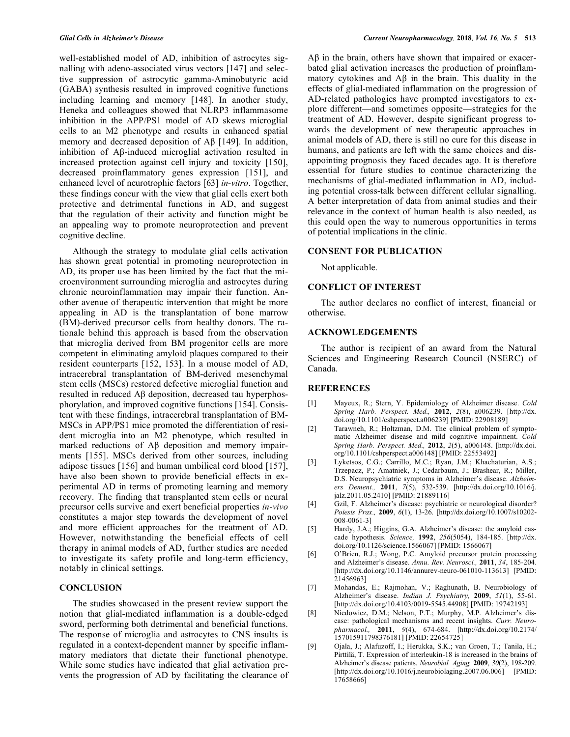well-established model of AD, inhibition of astrocytes signalling with adeno-associated virus vectors [147] and selective suppression of astrocytic gamma-Aminobutyric acid (GABA) synthesis resulted in improved cognitive functions including learning and memory [148]. In another study, Heneka and colleagues showed that NLRP3 inflammasome inhibition in the APP/PS1 model of AD skews microglial cells to an M2 phenotype and results in enhanced spatial memory and decreased deposition of Aβ [149]. In addition, inhibition of Aβ-induced microglial activation resulted in increased protection against cell injury and toxicity [150], decreased proinflammatory genes expression [151], and enhanced level of neurotrophic factors [63] *in-vitro*. Together, these findings concur with the view that glial cells exert both protective and detrimental functions in AD, and suggest that the regulation of their activity and function might be an appealing way to promote neuroprotection and prevent cognitive decline.

Although the strategy to modulate glial cells activation has shown great potential in promoting neuroprotection in AD, its proper use has been limited by the fact that the microenvironment surrounding microglia and astrocytes during chronic neuroinflammation may impair their function. Another avenue of therapeutic intervention that might be more appealing in AD is the transplantation of bone marrow (BM)-derived precursor cells from healthy donors. The rationale behind this approach is based from the observation that microglia derived from BM progenitor cells are more competent in eliminating amyloid plaques compared to their resident counterparts [152, 153]. In a mouse model of AD, intracerebral transplantation of BM-derived mesenchymal stem cells (MSCs) restored defective microglial function and resulted in reduced Aβ deposition, decreased tau hyperphosphorylation, and improved cognitive functions [154]. Consistent with these findings, intracerebral transplantation of BM-MSCs in APP/PS1 mice promoted the differentiation of resident microglia into an M2 phenotype, which resulted in marked reductions of Aβ deposition and memory impairments [155]. MSCs derived from other sources, including adipose tissues [156] and human umbilical cord blood [157], have also been shown to provide beneficial effects in experimental AD in terms of promoting learning and memory recovery. The finding that transplanted stem cells or neural precursor cells survive and exert beneficial properties *in-vivo* constitutes a major step towards the development of novel and more efficient approaches for the treatment of AD. However, notwithstanding the beneficial effects of cell therapy in animal models of AD, further studies are needed to investigate its safety profile and long-term efficiency, notably in clinical settings.

## CONCLUSION

The studies showcased in the present review support the notion that glial-mediated inflammation is a double-edged sword, performing both detrimental and beneficial functions. The response of microglia and astrocytes to CNS insults is regulated in a context-dependent manner by specific inflammatory mediators that dictate their functional phenotype. While some studies have indicated that glial activation prevents the progression of AD by facilitating the clearance of Aβ in the brain, others have shown that impaired or exacerbated glial activation increases the production of proinflammatory cytokines and Aβ in the brain. This duality in the effects of glial-mediated inflammation on the progression of AD-related pathologies have prompted investigators to explore different—and sometimes opposite—strategies for the treatment of AD. However, despite significant progress towards the development of new therapeutic approaches in animal models of AD, there is still no cure for this disease in humans, and patients are left with the same choices and disappointing prognosis they faced decades ago. It is therefore essential for future studies to continue characterizing the mechanisms of glial-mediated inflammation in AD, including potential cross-talk between different cellular signalling. A better interpretation of data from animal studies and their relevance in the context of human health is also needed, as this could open the way to numerous opportunities in terms of potential implications in the clinic.

## CONSENT FOR PUBLICATION

Not applicable.

## CONFLICT OF INTEREST

The author declares no conflict of interest, financial or otherwise.

## ACKNOWLEDGEMENTS

The author is recipient of an award from the Natural Sciences and Engineering Research Council (NSERC) of Canada.

## REFERENCES

[1] Mayeux, R.; Stern, Y. Epidemiology of Alzheimer disease. *Cold Spring Harb. Perspect. Med.,* **2012**, *2*(8), a006239. [http://dx.doi.org/10.1101/cshperspect.a006239] [PMID: 22908189]

[2] Tarawneh, R.; Holtzman, D.M. The clinical problem of symptomatic Alzheimer disease and mild cognitive impairment. *Cold Spring Harb. Perspect. Med.,* **2012**, *2*(5), a006148. [http://dx.doi.org/10.1101/cshperspect.a006148] [PMID: 22553492]

[3] Lyketsos, C.G.; Carrillo, M.C.; Ryan, J.M.; Khachaturian, A.S.; Trzepacz, P.; Amatniek, J.; Cedarbaum, J.; Brashear, R.; Miller, D.S. Neuropsychiatric symptoms in Alzheimer's disease. *Alzheimers Dement.,* **2011**, *7*(5), 532-539. [http://dx.doi.org/10.1016/j.jalz.2011.05.2410] [PMID: 21889116]

[4] Gzil, F. Alzheimer's disease: psychiatric or neurological disorder? *Poiesis Prax.,* **2009**, *6*(1), 13-26. [http://dx.doi.org/10.1007/s10202-008-0061-3]

[5] Hardy, J.A.; Higgins, G.A. Alzheimer's disease: the amyloid cascade hypothesis. *Science,* **1992**, *256*(5054), 184-185. [http://dx.doi.org/10.1126/science.1566067] [PMID: 1566067]

[6] O'Brien, R.J.; Wong, P.C. Amyloid precursor protein processing and Alzheimer's disease. *Annu. Rev. Neurosci.,* **2011**, *34*, 185-204. [http://dx.doi.org/10.1146/annurev-neuro-061010-113613] [PMID: 21456963]

[7] Mohandas, E.; Rajmohan, V.; Raghunath, B. Neurobiology of Alzheimer's disease. *Indian J. Psychiatry,* **2009**, *51*(1), 55-61. [http://dx.doi.org/10.4103/0019-5545.44908] [PMID: 19742193]

[8] Niedowicz, D.M.; Nelson, P.T.; Murphy, M.P. Alzheimer's disease: pathological mechanisms and recent insights. *Curr. Neuropharmacol.,* **2011**, *9*(4), 674-684. [http://dx.doi.org/10.2174/157015911798376181] [PMID: 22654725]

[9] Ojala, J.; Alafuzoff, I.; Herukka, S.K.; van Groen, T.; Tanila, H.; Pirttilä, T. Expression of interleukin-18 is increased in the brains of Alzheimer's disease patients. *Neurobiol. Aging,* **2009**, *30*(2), 198-209. [http://dx.doi.org/10.1016/j.neurobiolaging.2007.06.006] [PMID: 17658666]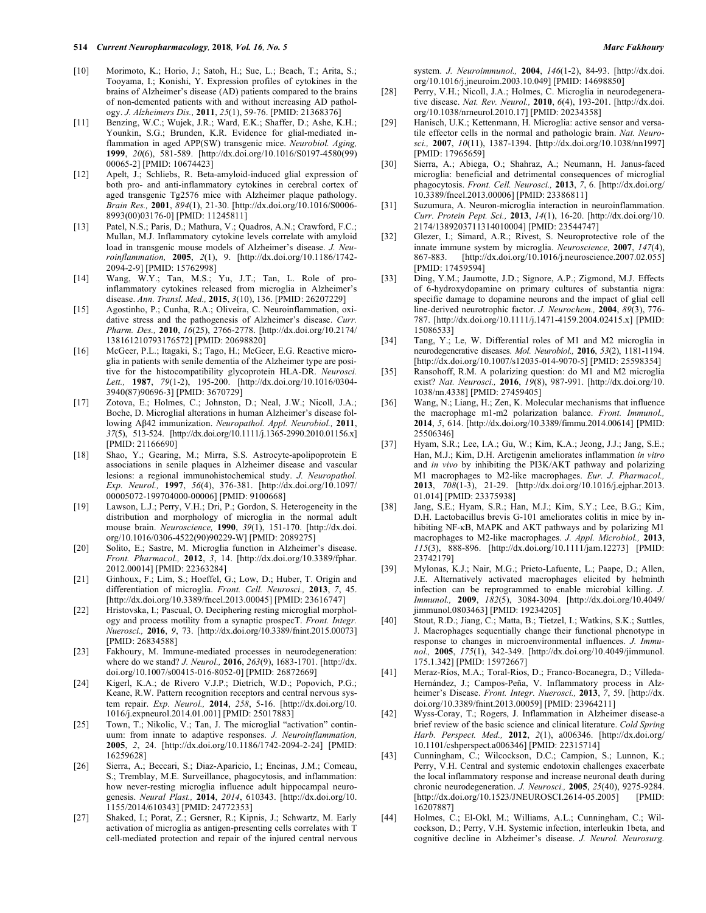[10] Morimoto, K.; Horio, J.; Satoh, H.; Sue, L.; Beach, T.; Arita, S.; Tooyama, I.; Konishi, Y. Expression profiles of cytokines in the brains of Alzheimer's disease (AD) patients compared to the brains of non-demented patients with and without increasing AD pathology. *J. Alzheimers Dis.,* **2011**, *25*(1), 59-76. [PMID: 21368376]

[11] Benzing, W.C.; Wujek, J.R.; Ward, E.K.; Shaffer, D.; Ashe, K.H.; Younkin, S.G.; Brunden, K.R. Evidence for glial-mediated inflammation in aged APP(SW) transgenic mice. *Neurobiol. Aging,* **1999**, *20*(6), 581-589. [http://dx.doi.org/10.1016/S0197-4580(99)00065-2] [PMID: 10674423]

[12] Apelt, J.; Schliebs, R. Beta-amyloid-induced glial expression of both pro- and anti-inflammatory cytokines in cerebral cortex of aged transgenic Tg2576 mice with Alzheimer plaque pathology. *Brain Res.,* **2001**, *894*(1), 21-30. [http://dx.doi.org/10.1016/S0006-8993(00)03176-0] [PMID: 11245811]

[13] Patel, N.S.; Paris, D.; Mathura, V.; Quadros, A.N.; Crawford, F.C.; Mullan, M.J. Inflammatory cytokine levels correlate with amyloid load in transgenic mouse models of Alzheimer's disease. *J. Neuroinflammation,* **2005**, *2*(1), 9. [http://dx.doi.org/10.1186/1742-2094-2-9] [PMID: 15762998]

[14] Wang, W.Y.; Tan, M.S.; Yu, J.T.; Tan, L. Role of pro-inflammatory cytokines released from microglia in Alzheimer's disease. *Ann. Transl. Med.,* **2015**, *3*(10), 136. [PMID: 26207229]

[15] Agostinho, P.; Cunha, R.A.; Oliveira, C. Neuroinflammation, oxidative stress and the pathogenesis of Alzheimer's disease. *Curr. Pharm. Des.,* **2010**, *16*(25), 2766-2778. [http://dx.doi.org/10.2174/138161210793176572] [PMID: 20698820]

[16] McGeer, P.L.; Itagaki, S.; Tago, H.; McGeer, E.G. Reactive microglia in patients with senile dementia of the Alzheimer type are positive for the histocompatibility glycoprotein HLA-DR. *Neurosci. Lett.,* **1987**, *79*(1-2), 195-200. [http://dx.doi.org/10.1016/0304-3940(87)90696-3] [PMID: 3670729]

[17] Zotova, E.; Holmes, C.; Johnston, D.; Neal, J.W.; Nicoll, J.A.; Boche, D. Microglial alterations in human Alzheimer's disease following Aβ42 immunization. *Neuropathol. Appl. Neurobiol.,* **2011**, *37*(5), 513-524. [http://dx.doi.org/10.1111/j.1365-2990.2010.01156.x] [PMID: 21166690]

[18] Shao, Y.; Gearing, M.; Mirra, S.S. Astrocyte-apolipoprotein E associations in senile plaques in Alzheimer disease and vascular lesions: a regional immunohistochemical study. *J. Neuropathol. Exp. Neurol.,* **1997**, *56*(4), 376-381. [http://dx.doi.org/10.1097/00005072-199704000-00006] [PMID: 9100668]

[19] Lawson, L.J.; Perry, V.H.; Dri, P.; Gordon, S. Heterogeneity in the distribution and morphology of microglia in the normal adult mouse brain. *Neuroscience,* **1990**, *39*(1), 151-170. [http://dx.doi.org/10.1016/0306-4522(90)90229-W] [PMID: 2089275]

[20] Solito, E.; Sastre, M. Microglia function in Alzheimer's disease. *Front. Pharmacol.,* **2012**, *3*, 14. [http://dx.doi.org/10.3389/fphar.2012.00014] [PMID: 22363284]

[21] Ginhoux, F.; Lim, S.; Hoeffel, G.; Low, D.; Huber, T. Origin and differentiation of microglia. *Front. Cell. Neurosci.,* **2013**, *7*, 45. [http://dx.doi.org/10.3389/fncel.2013.00045] [PMID: 23616747]

[22] Hristovska, I.; Pascual, O. Deciphering resting microglial morphology and process motility from a synaptic prospecT. *Front. Integr. Nuerosci.,* **2016**, *9*, 73. [http://dx.doi.org/10.3389/fnint.2015.00073] [PMID: 26834588]

[23] Fakhoury, M. Immune-mediated processes in neurodegeneration: where do we stand? *J. Neurol.,* **2016**, *263*(9), 1683-1701. [http://dx.doi.org/10.1007/s00415-016-8052-0] [PMID: 26872669]

[24] Kigerl, K.A.; de Rivero V.J.P.; Dietrich, W.D.; Popovich, P.G.; Keane, R.W. Pattern recognition receptors and central nervous system repair. *Exp. Neurol.,* **2014**, *258*, 5-16. [http://dx.doi.org/10.1016/j.expneurol.2014.01.001] [PMID: 25017883]

[25] Town, T.; Nikolic, V.; Tan, J. The microglial "activation" continuum: from innate to adaptive responses. *J. Neuroinflammation,* **2005**, *2*, 24. [http://dx.doi.org/10.1186/1742-2094-2-24] [PMID: 16259628]

[26] Sierra, A.; Beccari, S.; Diaz-Aparicio, I.; Encinas, J.M.; Comeau, S.; Tremblay, M.E. Surveillance, phagocytosis, and inflammation: how never-resting microglia influence adult hippocampal neurogenesis. *Neural Plast.,* **2014**, *2014*, 610343. [http://dx.doi.org/10.1155/2014/610343] [PMID: 24772353]

[27] Shaked, I.; Porat, Z.; Gersner, R.; Kipnis, J.; Schwartz, M. Early activation of microglia as antigen-presenting cells correlates with T cell-mediated protection and repair of the injured central nervous system. *J. Neuroimmunol.,* **2004**, *146*(1-2), 84-93. [http://dx.doi.org/10.1016/j.jneuroim.2003.10.049] [PMID: 14698850]

[28] Perry, V.H.; Nicoll, J.A.; Holmes, C. Microglia in neurodegenerative disease. *Nat. Rev. Neurol.,* **2010**, *6*(4), 193-201. [http://dx.doi.org/10.1038/nrneurol.2010.17] [PMID: 20234358]

[29] Hanisch, U.K.; Kettenmann, H. Microglia: active sensor and versatile effector cells in the normal and pathologic brain. *Nat. Neurosci.,* **2007**, *10*(11), 1387-1394. [http://dx.doi.org/10.1038/nn1997] [PMID: 17965659]

[30] Sierra, A.; Abiega, O.; Shahraz, A.; Neumann, H. Janus-faced microglia: beneficial and detrimental consequences of microglial phagocytosis. *Front. Cell. Neurosci.,* **2013**, *7*, 6. [http://dx.doi.org/10.3389/fncel.2013.00006] [PMID: 23386811]

[31] Suzumura, A. Neuron-microglia interaction in neuroinflammation. *Curr. Protein Pept. Sci.,* **2013**, *14*(1), 16-20. [http://dx.doi.org/10.2174/1389203711314010004] [PMID: 23544747]

[32] Glezer, I.; Simard, A.R.; Rivest, S. Neuroprotective role of the innate immune system by microglia. *Neuroscience,* **2007**, *147*(4), 867-883. [http://dx.doi.org/10.1016/j.neuroscience.2007.02.055] [PMID: 17459594]

[33] Ding, Y.M.; Jaumotte, J.D.; Signore, A.P.; Zigmond, M.J. Effects of 6-hydroxydopamine on primary cultures of substantia nigra: specific damage to dopamine neurons and the impact of glial cell line-derived neurotrophic factor. *J. Neurochem.,* **2004**, *89*(3), 776-787. [http://dx.doi.org/10.1111/j.1471-4159.2004.02415.x] [PMID: 15086533]

[34] Tang, Y.; Le, W. Differential roles of M1 and M2 microglia in neurodegenerative diseases. *Mol. Neurobiol.,* **2016**, *53*(2), 1181-1194. [http://dx.doi.org/10.1007/s12035-014-9070-5] [PMID: 25598354]

[35] Ransohoff, R.M. A polarizing question: do M1 and M2 microglia exist? *Nat. Neurosci.,* **2016**, *19*(8), 987-991. [http://dx.doi.org/10.1038/nn.4338] [PMID: 27459405]

[36] Wang, N.; Liang, H.; Zen, K. Molecular mechanisms that influence the macrophage m1-m2 polarization balance. *Front. Immunol.,* **2014**, *5*, 614. [http://dx.doi.org/10.3389/fimmu.2014.00614] [PMID: 25506346]

[37] Hyam, S.R.; Lee, I.A.; Gu, W.; Kim, K.A.; Jeong, J.J.; Jang, S.E.; Han, M.J.; Kim, D.H. Arctigenin ameliorates inflammation *in vitro* and *in vivo* by inhibiting the PI3K/AKT pathway and polarizing M1 macrophages to M2-like macrophages. *Eur. J. Pharmacol.,* **2013**, *708*(1-3), 21-29. [http://dx.doi.org/10.1016/j.ejphar.2013.01.014] [PMID: 23375938]

[38] Jang, S.E.; Hyam, S.R.; Han, M.J.; Kim, S.Y.; Lee, B.G.; Kim, D.H. Lactobacillus brevis G-101 ameliorates colitis in mice by inhibiting NF-κB, MAPK and AKT pathways and by polarizing M1 macrophages to M2-like macrophages. *J. Appl. Microbiol.,* **2013**, *115*(3), 888-896. [http://dx.doi.org/10.1111/jam.12273] [PMID: 23742179]

[39] Mylonas, K.J.; Nair, M.G.; Prieto-Lafuente, L.; Paape, D.; Allen, J.E. Alternatively activated macrophages elicited by helminth infection can be reprogrammed to enable microbial killing. *J. Immunol.,* **2009**, *182*(5), 3084-3094. [http://dx.doi.org/10.4049/jimmunol.0803463] [PMID: 19234205]

[40] Stout, R.D.; Jiang, C.; Matta, B.; Tietzel, I.; Watkins, S.K.; Suttles, J. Macrophages sequentially change their functional phenotype in response to changes in microenvironmental influences. *J. Immunol.,* **2005**, *175*(1), 342-349. [http://dx.doi.org/10.4049/jimmunol.175.1.342] [PMID: 15972667]

[41] Meraz-Ríos, M.A.; Toral-Rios, D.; Franco-Bocanegra, D.; Villeda-Hernández, J.; Campos-Peña, V. Inflammatory process in Alzheimer's Disease. *Front. Integr. Nuerosci.,* **2013**, *7*, 59. [http://dx.doi.org/10.3389/fnint.2013.00059] [PMID: 23964211]

[42] Wyss-Coray, T.; Rogers, J. Inflammation in Alzheimer disease-a brief review of the basic science and clinical literature. *Cold Spring Harb. Perspect. Med.,* **2012**, *2*(1), a006346. [http://dx.doi.org/10.1101/cshperspect.a006346] [PMID: 22315714]

[43] Cunningham, C.; Wilcockson, D.C.; Campion, S.; Lunnon, K.; Perry, V.H. Central and systemic endotoxin challenges exacerbate the local inflammatory response and increase neuronal death during chronic neurodegeneration. *J. Neurosci.,* **2005**, *25*(40), 9275-9284. [http://dx.doi.org/10.1523/JNEUROSCI.2614-05.2005] [PMID: 16207887]

[44] Holmes, C.; El-Okl, M.; Williams, A.L.; Cunningham, C.; Wilcockson, D.; Perry, V.H. Systemic infection, interleukin 1beta, and cognitive decline in Alzheimer's disease. *J. Neurol. Neurosurg.*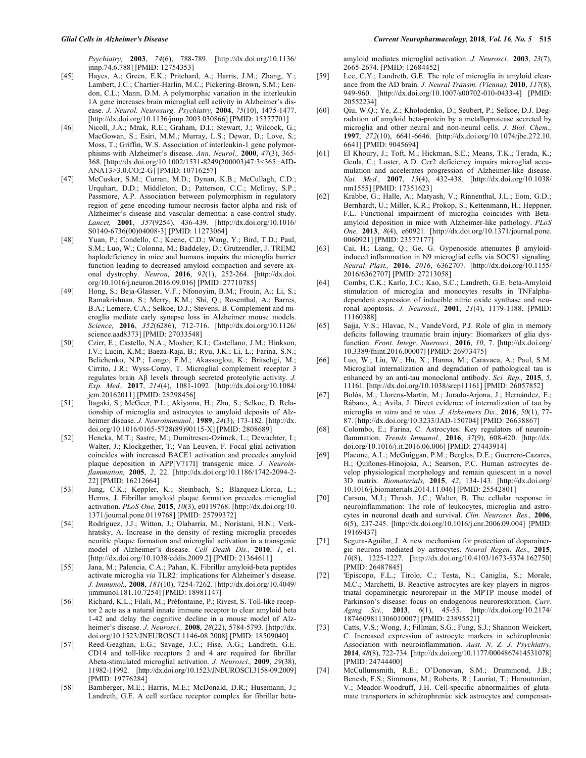*Psychiatry,* **2003**, *74*(6), 788-789. [http://dx.doi.org/10.1136/jnnp.74.6.788] [PMID: 12754353]

[45] Hayes, A.; Green, E.K.; Pritchard, A.; Harris, J.M.; Zhang, Y.; Lambert, J.C.; Chartier-Harlin, M.C.; Pickering-Brown, S.M.; Lendon, C.L.; Mann, D.M. A polymorphic variation in the interleukin 1A gene increases brain microglial cell activity in Alzheimer's disease. *J. Neurol. Neurosurg. Psychiatry,* **2004**, *75*(10), 1475-1477. [http://dx.doi.org/10.1136/jnnp.2003.030866] [PMID: 15377701]

[46] Nicoll, J.A.; Mrak, R.E.; Graham, D.I.; Stewart, J.; Wilcock, G.; MacGowan, S.; Esiri, M.M.; Murray, L.S.; Dewar, D.; Love, S.; Moss, T.; Griffin, W.S. Association of interleukin-1 gene polymorphisms with Alzheimer's disease. *Ann. Neurol.,* **2000**, *47*(3), 365-368. [http://dx.doi.org/10.1002/1531-8249(200003)47:3<365::AID-ANA13>3.0.CO;2-G] [PMID: 10716257]

[47] McCusker, S.M.; Curran, M.D.; Dynan, K.B.; McCullagh, C.D.; Urquhart, D.D.; Middleton, D.; Patterson, C.C.; McIlroy, S.P.; Passmore, A.P. Association between polymorphism in regulatory region of gene encoding tumour necrosis factor alpha and risk of Alzheimer's disease and vascular dementia: a case-control study. *Lancet,* **2001**, *357*(9254), 436-439. [http://dx.doi.org/10.1016/S0140-6736(00)04008-3] [PMID: 11273064]

[48] Yuan, P.; Condello, C.; Keene, C.D.; Wang, Y.; Bird, T.D.; Paul, S.M.; Luo, W.; Colonna, M.; Baddeley, D.; Grutzendler, J. TREM2 haplodeficiency in mice and humans impairs the microglia barrier function leading to decreased amyloid compaction and severe axonal dystrophy. *Neuron,* **2016**, *92*(1), 252-264. [http://dx.doi.org/10.1016/j.neuron.2016.09.016] [PMID: 27710785]

[49] Hong, S.; Beja-Glasser, V.F.; Nfonoyim, B.M.; Frouin, A.; Li, S.; Ramakrishnan, S.; Merry, K.M.; Shi, Q.; Rosenthal, A.; Barres, B.A.; Lemere, C.A.; Selkoe, D.J.; Stevens, B. Complement and microglia mediate early synapse loss in Alzheimer mouse models. *Science,* **2016**, *352*(6286), 712-716. [http://dx.doi.org/10.1126/science.aad8373] [PMID: 27033548]

[50] Czirr, E.; Castello, N.A.; Mosher, K.I.; Castellano, J.M.; Hinkson, I.V.; Lucin, K.M.; Baeza-Raja, B.; Ryu, J.K.; Li, L.; Farina, S.N.; Belichenko, N.P.; Longo, F.M.; Akassoglou, K.; Britschgi, M.; Cirrito, J.R.; Wyss-Coray, T. Microglial complement receptor 3 regulates brain Aβ levels through secreted proteolytic activity. *J. Exp. Med.,* **2017**, *214*(4), 1081-1092. [http://dx.doi.org/10.1084/jem.20162011] [PMID: 28298456]

[51] Itagaki, S.; McGeer, P.L.; Akiyama, H.; Zhu, S.; Selkoe, D. Relationship of microglia and astrocytes to amyloid deposits of Alzheimer disease. *J. Neuroimmunol.,* **1989**, *24*(3), 173-182. [http://dx.doi.org/10.1016/0165-5728(89)90115-X] [PMID: 2808689]

[52] Heneka, M.T.; Sastre, M.; Dumitrescu-Ozimek, L.; Dewachter, I.; Walter, J.; Klockgether, T.; Van Leuven, F. Focal glial activation coincides with increased BACE1 activation and precedes amyloid plaque deposition in APP[V717I] transgenic mice. *J. Neuroinflammation,* **2005**, *2*, 22. [http://dx.doi.org/10.1186/1742-2094-2-22] [PMID: 16212664]

[53] Jung, C.K.; Keppler, K.; Steinbach, S.; Blazquez-Llorca, L.; Herms, J. Fibrillar amyloid plaque formation precedes microglial activation. *PLoS One,* **2015**, *10*(3), e0119768. [http://dx.doi.org/10.1371/journal.pone.0119768] [PMID: 25799372]

[54] Rodríguez, J.J.; Witton, J.; Olabarria, M.; Noristani, H.N.; Verkhratsky, A. Increase in the density of resting microglia precedes neuritic plaque formation and microglial activation in a transgenic model of Alzheimer's disease. *Cell Death Dis.,* **2010**, *1*, e1. [http://dx.doi.org/10.1038/cddis.2009.2] [PMID: 21364611]

[55] Jana, M.; Palencia, C.A.; Pahan, K. Fibrillar amyloid-beta peptides activate microglia *via* TLR2: implications for Alzheimer's disease. *J. Immunol.,* **2008**, *181*(10), 7254-7262. [http://dx.doi.org/10.4049/jimmunol.181.10.7254] [PMID: 18981147]

[56] Richard, K.L.; Filali, M.; Préfontaine, P.; Rivest, S. Toll-like receptor 2 acts as a natural innate immune receptor to clear amyloid beta 1-42 and delay the cognitive decline in a mouse model of Alzheimer's disease. *J. Neurosci.,* **2008**, *28*(22), 5784-5793. [http://dx.doi.org/10.1523/JNEUROSCI.1146-08.2008] [PMID: 18509040]

[57] Reed-Geaghan, E.G.; Savage, J.C.; Hise, A.G.; Landreth, G.E. CD14 and toll-like receptors 2 and 4 are required for fibrillar Abeta-stimulated microglial activation. *J. Neurosci.,* **2009**, *29*(38), 11982-11992. [http://dx.doi.org/10.1523/JNEUROSCI.3158-09.2009] [PMID: 19776284]

[58] Bamberger, M.E.; Harris, M.E.; McDonald, D.R.; Husemann, J.; Landreth, G.E. A cell surface receptor complex for fibrillar beta-amyloid mediates microglial activation. *J. Neurosci.,* **2003**, *23*(7), 2665-2674. [PMID: 12684452]

[59] Lee, C.Y.; Landreth, G.E. The role of microglia in amyloid clearance from the AD brain. *J. Neural Transm. (Vienna),* **2010**, *117*(8), 949-960. [http://dx.doi.org/10.1007/s00702-010-0433-4] [PMID: 20552234]

[60] Qiu, W.Q.; Ye, Z.; Kholodenko, D.; Seubert, P.; Selkoe, D.J. Degradation of amyloid beta-protein by a metalloprotease secreted by microglia and other neural and non-neural cells. *J. Biol. Chem.,* **1997**, *272*(10), 6641-6646. [http://dx.doi.org/10.1074/jbc.272.10.6641] [PMID: 9045694]

[61] El Khoury, J.; Toft, M.; Hickman, S.E.; Means, T.K.; Terada, K.; Geula, C.; Luster, A.D. Ccr2 deficiency impairs microglial accumulation and accelerates progression of Alzheimer-like disease. *Nat. Med.,* **2007**, *13*(4), 432-438. [http://dx.doi.org/10.1038/nm1555] [PMID: 17351623]

[62] Krabbe, G.; Halle, A.; Matyash, V.; Rinnenthal, J.L.; Eom, G.D.; Bernhardt, U.; Miller, K.R.; Prokop, S.; Kettenmann, H.; Heppner, F.L. Functional impairment of microglia coincides with Beta-amyloid deposition in mice with Alzheimer-like pathology. *PLoS One,* **2013**, *8*(4), e60921. [http://dx.doi.org/10.1371/journal.pone.0060921] [PMID: 23577177]

[63] Cai, H.; Liang, Q.; Ge, G. Gypenoside attenuates β amyloid-induced inflammation in N9 microglial cells via SOCS1 signaling. *Neural Plast.,* **2016**, *2016*, 6362707. [http://dx.doi.org/10.1155/2016/6362707] [PMID: 27213058]

[64] Combs, C.K.; Karlo, J.C.; Kao, S.C.; Landreth, G.E. beta-Amyloid stimulation of microglia and monocytes results in TNFalpha-dependent expression of inducible nitric oxide synthase and neuronal apoptosis. *J. Neurosci.,* **2001**, *21*(4), 1179-1188. [PMID: 11160388]

[65] Sajja, V.S.; Hlavac, N.; VandeVord, P.J. Role of glia in memory deficits following traumatic brain injury: Biomarkers of glia dysfunction. *Front. Integr. Nueroscі.,* **2016**, *10*, 7. [http://dx.doi.org/10.3389/fnint.2016.00007] [PMID: 26973475]

[66] Luo, W.; Liu, W.; Hu, X.; Hanna, M.; Caravaca, A.; Paul, S.M. Microglial internalization and degradation of pathological tau is enhanced by an anti-tau monoclonal antibody. *Sci. Rep.,* **2015**, *5*, 11161. [http://dx.doi.org/10.1038/srep11161] [PMID: 26057852]

[67] Bolós, M.; Llorens-Martín, M.; Jurado-Arjona, J.; Hernández, F.; Rábano, A.; Avila, J. Direct evidence of internalization of tau by microglia *in vitro* and *in vivo*. *J. Alzheimers Dis.,* **2016**, *50*(1), 77-87. [http://dx.doi.org/10.3233/JAD-150704] [PMID: 26638867]

[68] Colombo, E.; Farina, C. Astrocytes: Key regulators of neuroinflammation. *Trends Immunol.,* **2016**, *37*(9), 608-620. [http://dx.doi.org/10.1016/j.it.2016.06.006] [PMID: 27443914]

[69] Placone, A.L.; McGuiggan, P.M.; Bergles, D.E.; Guerrero-Cazares, H.; Quiñones-Hinojosa, A.; Searson, P.C. Human astrocytes develop physiological morphology and remain quiescent in a novel 3D matrix. *Biomaterials,* **2015**, *42*, 134-143. [http://dx.doi.org/10.1016/j.biomaterials.2014.11.046] [PMID: 25542801]

[70] Carson, M.J.; Thrash, J.C.; Walter, B. The cellular response in neuroinflammation: The role of leukocytes, microglia and astrocytes in neuronal death and survival. *Clin. Neurosci. Res.,* **2006**, *6*(5), 237-245. [http://dx.doi.org/10.1016/j.cnr.2006.09.004] [PMID: 19169437]

[71] Segura-Aguilar, J. A new mechanism for protection of dopaminergic neurons mediated by astrocytes. *Neural Regen. Res.,* **2015**, *10*(8), 1225-1227. [http://dx.doi.org/10.4103/1673-5374.162750] [PMID: 26487845]

[72] 'Episcopo, F.L.; Tirolo, C.; Testa, N.; Caniglia, S.; Morale, M.C.; Marchetti, B. Reactive astrocytes are key players in nigrostriatal dopaminergic neurorepair in the MPTP mouse model of Parkinson's disease: focus on endogenous neurorestoration. *Curr. Aging Sci.,* **2013**, *6*(1), 45-55. [http://dx.doi.org/10.2174/1874609811306010007] [PMID: 23895521]

[73] Catts, V.S.; Wong, J.; Fillman, S.G.; Fung, S.J.; Shannon Weickert, C. Increased expression of astrocyte markers in schizophrenia: Association with neuroinflammation. *Aust. N. Z. J. Psychiatry,* **2014**, *48*(8), 722-734. [http://dx.doi.org/10.1177/0004867414531078] [PMID: 24744400]

[74] McCullumsmith, R.E.; O'Donovan, S.M.; Drummond, J.B.; Benesh, F.S.; Simmons, M.; Roberts, R.; Lauriat, T.; Haroutunian, V.; Meador-Woodruff, J.H. Cell-specific abnormalities of glutamate transporters in schizophrenia: sick astrocytes and compensat-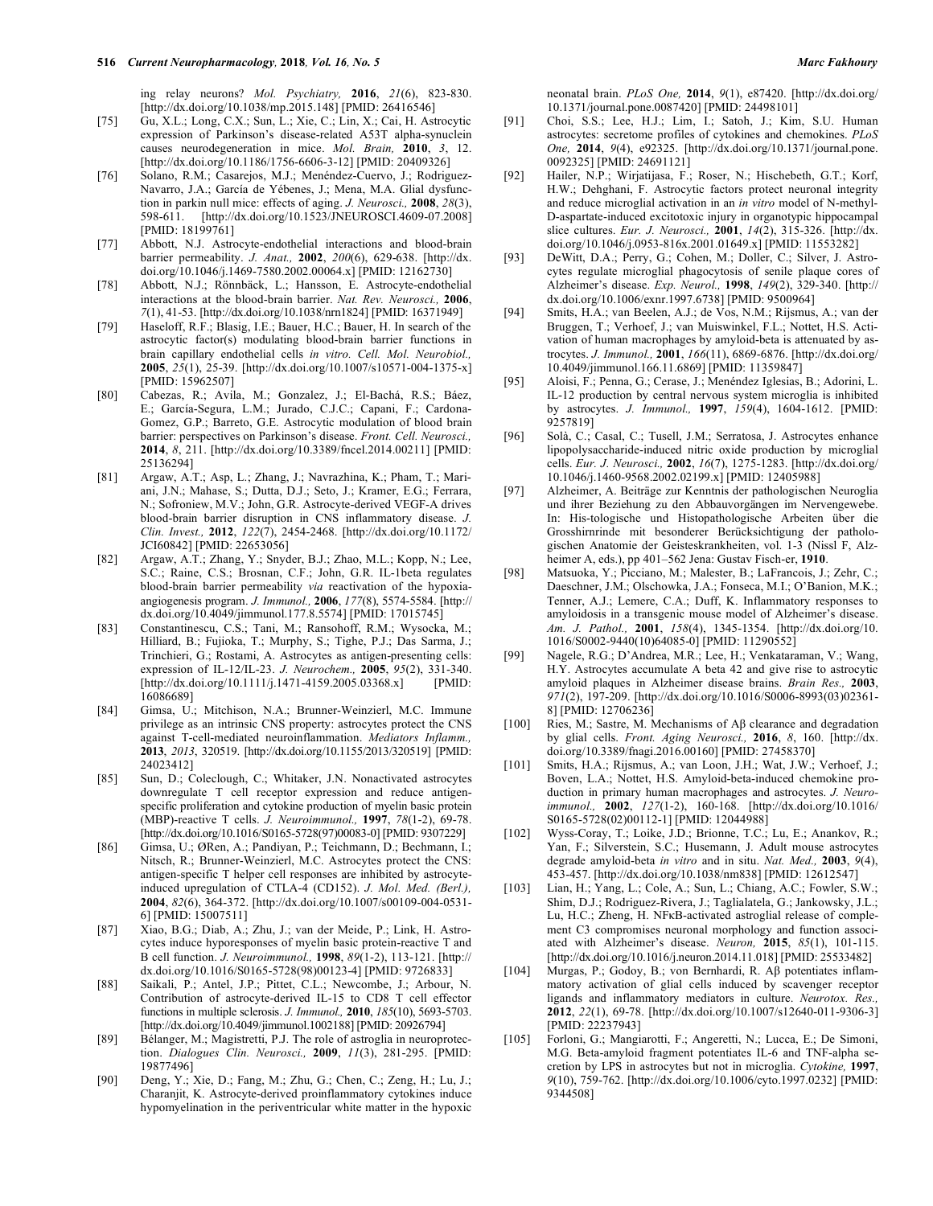ing relay neurons? *Mol. Psychiatry,* **2016**, *21*(6), 823-830. [http://dx.doi.org/10.1038/mp.2015.148] [PMID: 26416546]

[75] Gu, X.L.; Long, C.X.; Sun, L.; Xie, C.; Lin, X.; Cai, H. Astrocytic expression of Parkinson's disease-related A53T alpha-synuclein causes neurodegeneration in mice. *Mol. Brain,* **2010**, *3*, 12. [http://dx.doi.org/10.1186/1756-6606-3-12] [PMID: 20409326]

[76] Solano, R.M.; Casarejos, M.J.; Menéndez-Cuervo, J.; Rodriguez-Navarro, J.A.; García de Yébenes, J.; Mena, M.A. Glial dysfunction in parkin null mice: effects of aging. *J. Neurosci.,* **2008**, *28*(3), 598-611. [http://dx.doi.org/10.1523/JNEUROSCI.4609-07.2008] [PMID: 18199761]

[77] Abbott, N.J. Astrocyte-endothelial interactions and blood-brain barrier permeability. *J. Anat.,* **2002**, *200*(6), 629-638. [http://dx.doi.org/10.1046/j.1469-7580.2002.00064.x] [PMID: 12162730]

[78] Abbott, N.J.; Rönnbäck, L.; Hansson, E. Astrocyte-endothelial interactions at the blood-brain barrier. *Nat. Rev. Neurosci.,* **2006**, *7*(1), 41-53. [http://dx.doi.org/10.1038/nrn1824] [PMID: 16371949]

[79] Haseloff, R.F.; Blasig, I.E.; Bauer, H.C.; Bauer, H. In search of the astrocytic factor(s) modulating blood-brain barrier functions in brain capillary endothelial cells *in vitro*. *Cell. Mol. Neurobiol.,* **2005**, *25*(1), 25-39. [http://dx.doi.org/10.1007/s10571-004-1375-x] [PMID: 15962507]

[80] Cabezas, R.; Avila, M.; Gonzalez, J.; El-Bachá, R.S.; Báez, E.; García-Segura, L.M.; Jurado, C.J.C.; Capani, F.; Cardona-Gomez, G.P.; Barreto, G.E. Astrocytic modulation of blood brain barrier: perspectives on Parkinson's disease. *Front. Cell. Neurosci.,* **2014**, *8*, 211. [http://dx.doi.org/10.3389/fncel.2014.00211] [PMID: 25136294]

[81] Argaw, A.T.; Asp, L.; Zhang, J.; Navrazhina, K.; Pham, T.; Mariani, J.N.; Mahase, S.; Dutta, D.J.; Seto, J.; Kramer, E.G.; Ferrara, N.; Sofroniew, M.V.; John, G.R. Astrocyte-derived VEGF-A drives blood-brain barrier disruption in CNS inflammatory disease. *J. Clin. Invest.,* **2012**, *122*(7), 2454-2468. [http://dx.doi.org/10.1172/JCI60842] [PMID: 22653056]

[82] Argaw, A.T.; Zhang, Y.; Snyder, B.J.; Zhao, M.L.; Kopp, N.; Lee, S.C.; Raine, C.S.; Brosnan, C.F.; John, G.R. IL-1beta regulates blood-brain barrier permeability *via* reactivation of the hypoxia-angiogenesis program. *J. Immunol.,* **2006**, *177*(8), 5574-5584. [http://dx.doi.org/10.4049/jimmunol.177.8.5574] [PMID: 17015745]

[83] Constantinescu, C.S.; Tani, M.; Ransohoff, R.M.; Wysocka, M.; Hilliard, B.; Fujioka, T.; Murphy, S.; Tighe, P.J.; Das Sarma, J.; Trinchieri, G.; Rostami, A. Astrocytes as antigen-presenting cells: expression of IL-12/IL-23. *J. Neurochem.,* **2005**, *95*(2), 331-340. [http://dx.doi.org/10.1111/j.1471-4159.2005.03368.x] [PMID: 16086689]

[84] Gimsa, U.; Mitchison, N.A.; Brunner-Weinzierl, M.C. Immune privilege as an intrinsic CNS property: astrocytes protect the CNS against T-cell-mediated neuroinflammation. *Mediators Inflamm.,* **2013**, *2013*, 320519. [http://dx.doi.org/10.1155/2013/320519] [PMID: 24023412]

[85] Sun, D.; Coleclough, C.; Whitaker, J.N. Nonactivated astrocytes downregulate T cell receptor expression and reduce antigen-specific proliferation and cytokine production of myelin basic protein (MBP)-reactive T cells. *J. Neuroimmunol.,* **1997**, *78*(1-2), 69-78. [http://dx.doi.org/10.1016/S0165-5728(97)00083-0] [PMID: 9307229]

[86] Gimsa, U.; ØRen, A.; Pandiyan, P.; Teichmann, D.; Bechmann, I.; Nitsch, R.; Brunner-Weinzierl, M.C. Astrocytes protect the CNS: antigen-specific T helper cell responses are inhibited by astrocyte-induced upregulation of CTLA-4 (CD152). *J. Mol. Med. (Berl.),* **2004**, *82*(6), 364-372. [http://dx.doi.org/10.1007/s00109-004-0531-6] [PMID: 15007511]

[87] Xiao, B.G.; Diab, A.; Zhu, J.; van der Meide, P.; Link, H. Astrocytes induce hyporesponses of myelin basic protein-reactive T and B cell function. *J. Neuroimmunol.,* **1998**, *89*(1-2), 113-121. [http://dx.doi.org/10.1016/S0165-5728(98)00123-4] [PMID: 9726833]

[88] Saikali, P.; Antel, J.P.; Pittet, C.L.; Newcombe, J.; Arbour, N. Contribution of astrocyte-derived IL-15 to CD8 T cell effector functions in multiple sclerosis. *J. Immunol.,* **2010**, *185*(10), 5693-5703. [http://dx.doi.org/10.4049/jimmunol.1002188] [PMID: 20926794]

[89] Bélanger, M.; Magistretti, P.J. The role of astroglia in neuroprotection. *Dialogues Clin. Neurosci.,* **2009**, *11*(3), 281-295. [PMID: 19877496]

[90] Deng, Y.; Xie, D.; Fang, M.; Zhu, G.; Chen, C.; Zeng, H.; Lu, J.; Charanjit, K. Astrocyte-derived proinflammatory cytokines induce hypomyelination in the periventricular white matter in the hypoxic neonatal brain. *PLoS One,* **2014**, *9*(1), e87420. [http://dx.doi.org/10.1371/journal.pone.0087420] [PMID: 24498101]

[91] Choi, S.S.; Lee, H.J.; Lim, I.; Satoh, J.; Kim, S.U. Human astrocytes: secretome profiles of cytokines and chemokines. *PLoS One,* **2014**, *9*(4), e92325. [http://dx.doi.org/10.1371/journal.pone.0092325] [PMID: 24691121]

[92] Hailer, N.P.; Wirjatijasa, F.; Roser, N.; Hischebeth, G.T.; Korf, H.W.; Dehghani, F. Astrocytic factors protect neuronal integrity and reduce microglial activation in an *in vitro* model of N-methyl-D-aspartate-induced excitotoxic injury in organotypic hippocampal slice cultures. *Eur. J. Neurosci.,* **2001**, *14*(2), 315-326. [http://dx.doi.org/10.1046/j.0953-816x.2001.01649.x] [PMID: 11553282]

[93] DeWitt, D.A.; Perry, G.; Cohen, M.; Doller, C.; Silver, J. Astrocytes regulate microglial phagocytosis of senile plaque cores of Alzheimer's disease. *Exp. Neurol.,* **1998**, *149*(2), 329-340. [http://dx.doi.org/10.1006/exnr.1997.6738] [PMID: 9500964]

[94] Smits, H.A.; van Beelen, A.J.; de Vos, N.M.; Rijsmus, A.; van der Bruggen, T.; Verhoef, J.; van Muiswinkel, F.L.; Nottet, H.S. Activation of human macrophages by amyloid-beta is attenuated by astrocytes. *J. Immunol.,* **2001**, *166*(11), 6869-6876. [http://dx.doi.org/10.4049/jimmunol.166.11.6869] [PMID: 11359847]

[95] Aloisi, F.; Penna, G.; Cerase, J.; Menéndez Iglesias, B.; Adorini, L. IL-12 production by central nervous system microglia is inhibited by astrocytes. *J. Immunol.,* **1997**, *159*(4), 1604-1612. [PMID: 9257819]

[96] Solà, C.; Casal, C.; Tusell, J.M.; Serratosa, J. Astrocytes enhance lipopolysaccharide-induced nitric oxide production by microglial cells. *Eur. J. Neurosci.,* **2002**, *16*(7), 1275-1283. [http://dx.doi.org/10.1046/j.1460-9568.2002.02199.x] [PMID: 12405988]

[97] Alzheimer, A. Beiträge zur Kenntnis der pathologischen Neuroglia und ihrer Beziehung zu den Abbauvorgängen im Nervengewebe. In: His-tologische und Histopathologische Arbeiten über die Grosshirnrinde mit besonderer Berücksichtigung der pathologischen Anatomie der Geisteskrankheiten, vol. 1-3 (Nissl F, Alzheimer A, eds.), pp 401–562 Jena: Gustav Fisch-er, **1910**.

[98] Matsuoka, Y.; Picciano, M.; Malester, B.; LaFrancois, J.; Zehr, C.; Daeschner, J.M.; Olschowka, J.A.; Fonseca, M.I.; O'Banion, M.K.; Tenner, A.J.; Lemere, C.A.; Duff, K. Inflammatory responses to amyloidosis in a transgenic mouse model of Alzheimer's disease. *Am. J. Pathol.,* **2001**, *158*(4), 1345-1354. [http://dx.doi.org/10.1016/S0002-9440(10)64085-0] [PMID: 11290552]

[99] Nagele, R.G.; D'Andrea, M.R.; Lee, H.; Venkataraman, V.; Wang, H.Y. Astrocytes accumulate A beta 42 and give rise to astrocytic amyloid plaques in Alzheimer disease brains. *Brain Res.,* **2003**, *971*(2), 197-209. [http://dx.doi.org/10.1016/S0006-8993(03)02361-8] [PMID: 12706236]

[100] Ries, M.; Sastre, M. Mechanisms of Aβ clearance and degradation by glial cells. *Front. Aging Neurosci.,* **2016**, *8*, 160. [http://dx.doi.org/10.3389/fnagi.2016.00160] [PMID: 27458370]

[101] Smits, H.A.; Rijsmus, A.; van Loon, J.H.; Wat, J.W.; Verhoef, J.; Boven, L.A.; Nottet, H.S. Amyloid-beta-induced chemokine production in primary human macrophages and astrocytes. *J. Neuroimmunol.,* **2002**, *127*(1-2), 160-168. [http://dx.doi.org/10.1016/S0165-5728(02)00112-1] [PMID: 12044988]

[102] Wyss-Coray, T.; Loike, J.D.; Brionne, T.C.; Lu, E.; Anankov, R.; Yan, F.; Silverstein, S.C.; Husemann, J. Adult mouse astrocytes degrade amyloid-beta *in vitro* and in situ. *Nat. Med.,* **2003**, *9*(4), 453-457. [http://dx.doi.org/10.1038/nm838] [PMID: 12612547]

[103] Lian, H.; Yang, L.; Cole, A.; Sun, L.; Chiang, A.C.; Fowler, S.W.; Shim, D.J.; Rodriguez-Rivera, J.; Taglialatela, G.; Jankowsky, J.L.; Lu, H.C.; Zheng, H. NFκB-activated astroglial release of complement C3 compromises neuronal morphology and function associated with Alzheimer's disease. *Neuron,* **2015**, *85*(1), 101-115. [http://dx.doi.org/10.1016/j.neuron.2014.11.018] [PMID: 25533482]

[104] Murgas, P.; Godoy, B.; von Bernhardi, R. Aβ potentiates inflammatory activation of glial cells induced by scavenger receptor ligands and inflammatory mediators in culture. *Neurotox. Res.,* **2012**, *22*(1), 69-78. [http://dx.doi.org/10.1007/s12640-011-9306-3] [PMID: 22237943]

[105] Forloni, G.; Mangiarotti, F.; Angeretti, N.; Lucca, E.; De Simoni, M. Beta-amyloid fragment potentiates IL-6 and TNF-alpha secretion by LPS in astrocytes but not in microglia. *Cytokine,* **1997**, *9*(10), 759-762. [http://dx.doi.org/10.1006/cyto.1997.0232] [PMID: 9344508]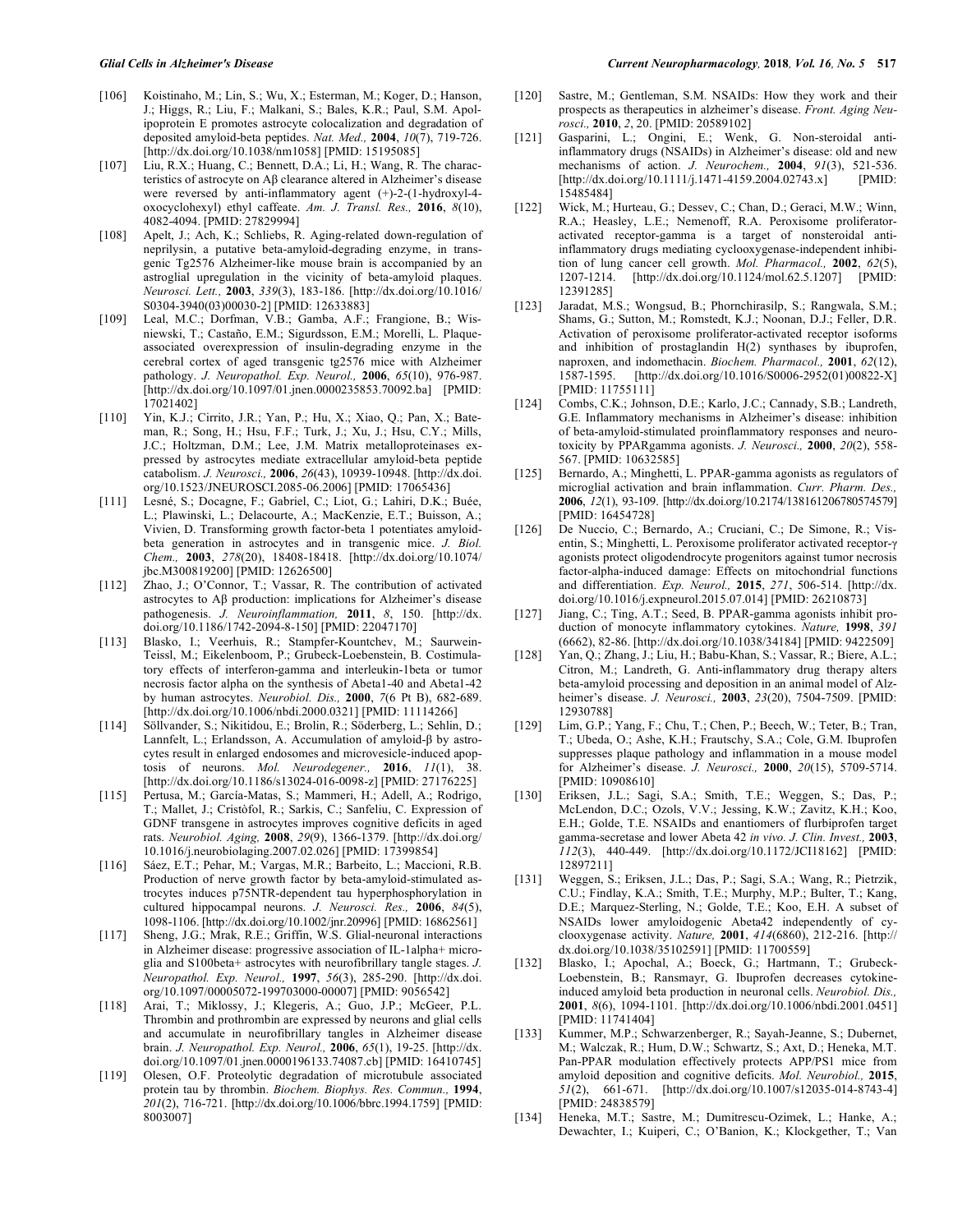[106] Koistinaho, M.; Lin, S.; Wu, X.; Esterman, M.; Koger, D.; Hanson, J.; Higgs, R.; Liu, F.; Malkani, S.; Bales, K.R.; Paul, S.M. Apolipoprotein E promotes astrocyte colocalization and degradation of deposited amyloid-beta peptides. *Nat. Med.,* **2004**, *10*(7), 719-726. [http://dx.doi.org/10.1038/nm1058] [PMID: 15195085]

[107] Liu, R.X.; Huang, C.; Bennett, D.A.; Li, H.; Wang, R. The characteristics of astrocyte on Aβ clearance altered in Alzheimer's disease were reversed by anti-inflammatory agent (+)-2-(1-hydroxyl-4-oxocyclohexyl) ethyl caffeate. *Am. J. Transl. Res.,* **2016**, *8*(10), 4082-4094. [PMID: 27829994]

[108] Apelt, J.; Ach, K.; Schliebs, R. Aging-related down-regulation of neprilysin, a putative beta-amyloid-degrading enzyme, in transgenic Tg2576 Alzheimer-like mouse brain is accompanied by an astroglial upregulation in the vicinity of beta-amyloid plaques. *Neurosci. Lett.,* **2003**, *339*(3), 183-186. [http://dx.doi.org/10.1016/S0304-3940(03)00030-2] [PMID: 12633883]

[109] Leal, M.C.; Dorfman, V.B.; Gamba, A.F.; Frangione, B.; Wisniewski, T.; Castaño, E.M.; Sigurdsson, E.M.; Morelli, L. Plaque-associated overexpression of insulin-degrading enzyme in the cerebral cortex of aged transgenic tg2576 mice with Alzheimer pathology. *J. Neuropathol. Exp. Neurol.,* **2006**, *65*(10), 976-987. [http://dx.doi.org/10.1097/01.jnen.0000235853.70092.ba] [PMID: 17021402]

[110] Yin, K.J.; Cirrito, J.R.; Yan, P.; Hu, X.; Xiao, Q.; Pan, X.; Bateman, R.; Song, H.; Hsu, F.F.; Turk, J.; Xu, J.; Hsu, C.Y.; Mills, J.C.; Holtzman, D.M.; Lee, J.M. Matrix metalloproteinases expressed by astrocytes mediate extracellular amyloid-beta peptide catabolism. *J. Neurosci.,* **2006**, *26*(43), 10939-10948. [http://dx.doi.org/10.1523/JNEUROSCI.2085-06.2006] [PMID: 17065436]

[111] Lesné, S.; Docagne, F.; Gabriel, C.; Liot, G.; Lahiri, D.K.; Buée, L.; Plawinski, L.; Delacourte, A.; MacKenzie, E.T.; Buisson, A.; Vivien, D. Transforming growth factor-beta 1 potentiates amyloid-beta generation in astrocytes and in transgenic mice. *J. Biol. Chem.,* **2003**, *278*(20), 18408-18418. [http://dx.doi.org/10.1074/jbc.M300819200] [PMID: 12626500]

[112] Zhao, J.; O'Connor, T.; Vassar, R. The contribution of activated astrocytes to Aβ production: implications for Alzheimer's disease pathogenesis. *J. Neuroinflammation,* **2011**, *8*, 150. [http://dx.doi.org/10.1186/1742-2094-8-150] [PMID: 22047170]

[113] Blasko, I.; Veerhuis, R.; Stampfer-Kountchev, M.; Saurwein-Teissl, M.; Eikelenboom, P.; Grubeck-Loebenstein, B. Costimulatory effects of interferon-gamma and interleukin-1beta or tumor necrosis factor alpha on the synthesis of Abeta1-40 and Abeta1-42 by human astrocytes. *Neurobiol. Dis.,* **2000**, *7*(6 Pt B), 682-689. [http://dx.doi.org/10.1006/nbdi.2000.0321] [PMID: 11114266]

[114] Söllvander, S.; Nikitidou, E.; Brolin, R.; Söderberg, L.; Sehlin, D.; Lannfelt, L.; Erlandsson, A. Accumulation of amyloid-β by astrocytes result in enlarged endosomes and microvesicle-induced apoptosis of neurons. *Mol. Neurodegener.,* **2016**, *11*(1), 38. [http://dx.doi.org/10.1186/s13024-016-0098-z] [PMID: 27176225]

[115] Pertusa, M.; García-Matas, S.; Mammeri, H.; Adell, A.; Rodrigo, T.; Mallet, J.; Cristòfol, R.; Sarkis, C.; Sanfeliu, C. Expression of GDNF transgene in astrocytes improves cognitive deficits in aged rats. *Neurobiol. Aging,* **2008**, *29*(9), 1366-1379. [http://dx.doi.org/10.1016/j.neurobiolaging.2007.02.026] [PMID: 17399854]

[116] Sáez, E.T.; Pehar, M.; Vargas, M.R.; Barbeito, L.; Maccioni, R.B. Production of nerve growth factor by beta-amyloid-stimulated astrocytes induces p75NTR-dependent tau hyperphosphorylation in cultured hippocampal neurons. *J. Neurosci. Res.,* **2006**, *84*(5), 1098-1106. [http://dx.doi.org/10.1002/jnr.20996] [PMID: 16862561]

[117] Sheng, J.G.; Mrak, R.E.; Griffin, W.S. Glial-neuronal interactions in Alzheimer disease: progressive association of IL-1alpha+ microglia and S100beta+ astrocytes with neurofibrillary tangle stages. *J. Neuropathol. Exp. Neurol.,* **1997**, *56*(3), 285-290. [http://dx.doi.org/10.1097/00005072-199703000-00007] [PMID: 9056542]

[118] Arai, T.; Miklossy, J.; Klegeris, A.; Guo, J.P.; McGeer, P.L. Thrombin and prothrombin are expressed by neurons and glial cells and accumulate in neurofibrillary tangles in Alzheimer disease brain. *J. Neuropathol. Exp. Neurol.,* **2006**, *65*(1), 19-25. [http://dx.doi.org/10.1097/01.jnen.0000196133.74087.cb] [PMID: 16410745]

[119] Olesen, O.F. Proteolytic degradation of microtubule associated protein tau by thrombin. *Biochem. Biophys. Res. Commun.,* **1994**, *201*(2), 716-721. [http://dx.doi.org/10.1006/bbrc.1994.1759] [PMID: 8003007]

[120] Sastre, M.; Gentleman, S.M. NSAIDs: How they work and their prospects as therapeutics in alzheimer's disease. *Front. Aging Neurosci.,* **2010**, *2*, 20. [PMID: 20589102]

[121] Gasparini, L.; Ongini, E.; Wenk, G. Non-steroidal anti-inflammatory drugs (NSAIDs) in Alzheimer's disease: old and new mechanisms of action. *J. Neurochem.,* **2004**, *91*(3), 521-536. [http://dx.doi.org/10.1111/j.1471-4159.2004.02743.x] [PMID: 15485484]

[122] Wick, M.; Hurteau, G.; Dessev, C.; Chan, D.; Geraci, M.W.; Winn, R.A.; Heasley, L.E.; Nemenoff, R.A. Peroxisome proliferator-activated receptor-gamma is a target of nonsteroidal anti-inflammatory drugs mediating cyclooxygenase-independent inhibition of lung cancer cell growth. *Mol. Pharmacol.,* **2002**, *62*(5), 1207-1214. [http://dx.doi.org/10.1124/mol.62.5.1207] [PMID: 12391285]

[123] Jaradat, M.S.; Wongsud, B.; Phornchirasilp, S.; Rangwala, S.M.; Shams, G.; Sutton, M.; Romstedt, K.J.; Noonan, D.J.; Feller, D.R. Activation of peroxisome proliferator-activated receptor isoforms and inhibition of prostaglandin H(2) synthases by ibuprofen, naproxen, and indomethacin. *Biochem. Pharmacol.,* **2001**, *62*(12), 1587-1595. [http://dx.doi.org/10.1016/S0006-2952(01)00822-X] [PMID: 11755111]

[124] Combs, C.K.; Johnson, D.E.; Karlo, J.C.; Cannady, S.B.; Landreth, G.E. Inflammatory mechanisms in Alzheimer's disease: inhibition of beta-amyloid-stimulated proinflammatory responses and neurotoxicity by PPARgamma agonists. *J. Neurosci.,* **2000**, *20*(2), 558-567. [PMID: 10632585]

[125] Bernardo, A.; Minghetti, L. PPAR-gamma agonists as regulators of microglial activation and brain inflammation. *Curr. Pharm. Des.,* **2006**, *12*(1), 93-109. [http://dx.doi.org/10.2174/138161206780574579] [PMID: 16454728]

[126] De Nuccio, C.; Bernardo, A.; Cruciani, C.; De Simone, R.; Visentin, S.; Minghetti, L. Peroxisome proliferator activated receptor-γ agonists protect oligodendrocyte progenitors against tumor necrosis factor-alpha-induced damage: Effects on mitochondrial functions and differentiation. *Exp. Neurol.,* **2015**, *271*, 506-514. [http://dx.doi.org/10.1016/j.expneurol.2015.07.014] [PMID: 26210873]

[127] Jiang, C.; Ting, A.T.; Seed, B. PPAR-gamma agonists inhibit production of monocyte inflammatory cytokines. *Nature,* **1998**, *391*(6662), 82-86. [http://dx.doi.org/10.1038/34184] [PMID: 9422509]

[128] Yan, Q.; Zhang, J.; Liu, H.; Babu-Khan, S.; Vassar, R.; Biere, A.L.; Citron, M.; Landreth, G. Anti-inflammatory drug therapy alters beta-amyloid processing and deposition in an animal model of Alzheimer's disease. *J. Neurosci.,* **2003**, *23*(20), 7504-7509. [PMID: 12930788]

[129] Lim, G.P.; Yang, F.; Chu, T.; Chen, P.; Beech, W.; Teter, B.; Tran, T.; Ubeda, O.; Ashe, K.H.; Frautschy, S.A.; Cole, G.M. Ibuprofen suppresses plaque pathology and inflammation in a mouse model for Alzheimer's disease. *J. Neurosci.,* **2000**, *20*(15), 5709-5714. [PMID: 10908610]

[130] Eriksen, J.L.; Sagi, S.A.; Smith, T.E.; Weggen, S.; Das, P.; McLendon, D.C.; Ozols, V.V.; Jessing, K.W.; Zavitz, K.H.; Koo, E.H.; Golde, T.E. NSAIDs and enantiomers of flurbiprofen target gamma-secretase and lower Abeta 42 *in vivo*. *J. Clin. Invest.,* **2003**, *112*(3), 440-449. [http://dx.doi.org/10.1172/JCI18162] [PMID: 12897211]

[131] Weggen, S.; Eriksen, J.L.; Das, P.; Sagi, S.A.; Wang, R.; Pietrzik, C.U.; Findlay, K.A.; Smith, T.E.; Murphy, M.P.; Bulter, T.; Kang, D.E.; Marquez-Sterling, N.; Golde, T.E.; Koo, E.H. A subset of NSAIDs lower amyloidogenic Abeta42 independently of cyclooxygenase activity. *Nature,* **2001**, *414*(6860), 212-216. [http://dx.doi.org/10.1038/35102591] [PMID: 11700559]

[132] Blasko, I.; Apochal, A.; Boeck, G.; Hartmann, T.; Grubeck-Loebenstein, B.; Ransmayr, G. Ibuprofen decreases cytokine-induced amyloid beta production in neuronal cells. *Neurobiol. Dis.,* **2001**, *8*(6), 1094-1101. [http://dx.doi.org/10.1006/nbdi.2001.0451] [PMID: 11741404]

[133] Kummer, M.P.; Schwarzenberger, R.; Sayah-Jeanne, S.; Dubernet, M.; Walczak, R.; Hum, D.W.; Schwartz, S.; Axt, D.; Heneka, M.T. Pan-PPAR modulation effectively protects APP/PS1 mice from amyloid deposition and cognitive deficits. *Mol. Neurobiol.,* **2015**, *51*(2), 661-671. [http://dx.doi.org/10.1007/s12035-014-8743-4] [PMID: 24838579]

[134] Heneka, M.T.; Sastre, M.; Dumitrescu-Ozimek, L.; Hanke, A.; Dewachter, I.; Kuiperi, C.; O'Banion, K.; Klockgether, T.; Van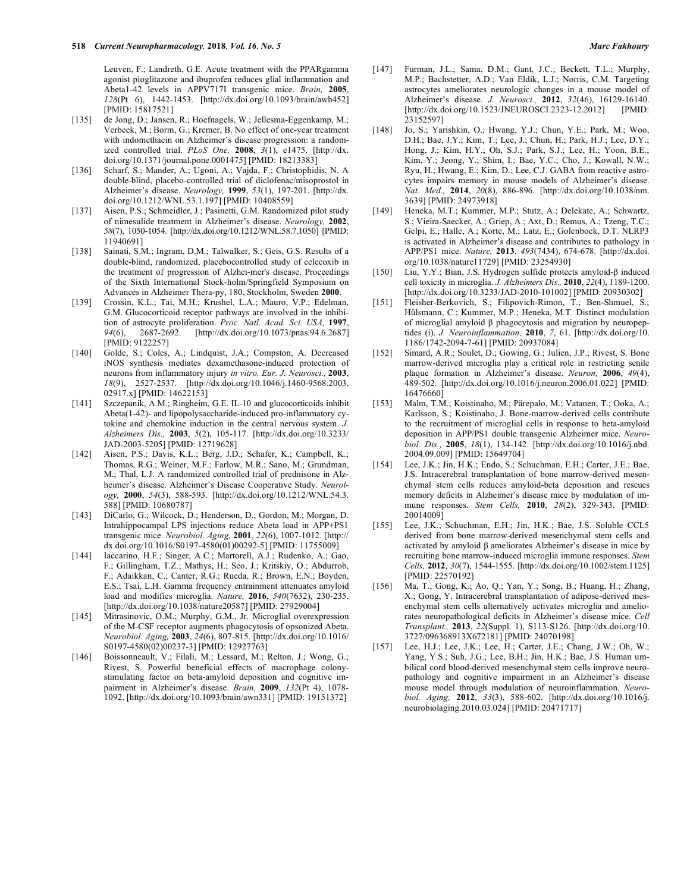Leuven, F.; Landreth, G.E. Acute treatment with the PPARgamma agonist pioglitazone and ibuprofen reduces glial inflammation and Abeta1-42 levels in APPV717I transgenic mice. *Brain,* **2005**, *128*(Pt 6), 1442-1453. [http://dx.doi.org/10.1093/brain/awh452] [PMID: 15817521]

[135] de Jong, D.; Jansen, R.; Hoefnagels, W.; Jellesma-Eggenkamp, M.; Verbeek, M.; Borm, G.; Kremer, B. No effect of one-year treatment with indomethacin on Alzheimer's disease progression: a randomized controlled trial. *PLoS One,* **2008**, *3*(1), e1475. [http://dx.doi.org/10.1371/journal.pone.0001475] [PMID: 18213383]

[136] Scharf, S.; Mander, A.; Ugoni, A.; Vajda, F.; Christophidis, N. A double-blind, placebo-controlled trial of diclofenac/misoprostol in Alzheimer's disease. *Neurology,* **1999**, *53*(1), 197-201. [http://dx.doi.org/10.1212/WNL.53.1.197] [PMID: 10408559]

[137] Aisen, P.S.; Schmeidler, J.; Pasinetti, G.M. Randomized pilot study of nimesulide treatment in Alzheimer's disease. *Neurology,* **2002**, *58*(7), 1050-1054. [http://dx.doi.org/10.1212/WNL.58.7.1050] [PMID: 11940691]

[138] Sainati, S.M.; Ingram, D.M.; Talwalker, S.; Geis, G.S. Results of a double-blind, randomized, placebocontrolled study of celecoxib in the treatment of progression of Alzhei-mer's disease. Proceedings of the Sixth International Stock-holm/Springfield Symposium on Advances in Alzheimer Thera-py, 180, Stockholm, Sweden **2000**.

[139] Crossin, K.L.; Tai, M.H.; Krushel, L.A.; Mauro, V.P.; Edelman, G.M. Glucocorticoid receptor pathways are involved in the inhibition of astrocyte proliferation. *Proc. Natl. Acad. Sci. USA,* **1997**, *94*(6), 2687-2692. [http://dx.doi.org/10.1073/pnas.94.6.2687] [PMID: 9122257]

[140] Golde, S.; Coles, A.; Lindquist, J.A.; Compston, A. Decreased iNOS synthesis mediates dexamethasone-induced protection of neurons from inflammatory injury *in vitro*. *Eur. J. Neurosci.,* **2003**, *18*(9), 2527-2537. [http://dx.doi.org/10.1046/j.1460-9568.2003.02917.x] [PMID: 14622153]

[141] Szczepanik, A.M.; Ringheim, G.E. IL-10 and glucocorticoids inhibit Abeta(1-42)- and lipopolysaccharide-induced pro-inflammatory cytokine and chemokine induction in the central nervous system. *J. Alzheimers Dis.,* **2003**, *5*(2), 105-117. [http://dx.doi.org/10.3233/JAD-2003-5205] [PMID: 12719628]

[142] Aisen, P.S.; Davis, K.L.; Berg, J.D.; Schafer, K.; Campbell, K.; Thomas, R.G.; Weiner, M.F.; Farlow, M.R.; Sano, M.; Grundman, M.; Thal, L.J. A randomized controlled trial of prednisone in Alzheimer's disease. Alzheimer's Disease Cooperative Study. *Neurology,* **2000**, *54*(3), 588-593. [http://dx.doi.org/10.1212/WNL.54.3.588] [PMID: 10680787]

[143] DiCarlo, G.; Wilcock, D.; Henderson, D.; Gordon, M.; Morgan, D. Intrahippocampal LPS injections reduce Abeta load in APP+PS1 transgenic mice. *Neurobiol. Aging,* **2001**, *22*(6), 1007-1012. [http://dx.doi.org/10.1016/S0197-4580(01)00292-5] [PMID: 11755009]

[144] Iaccarino, H.F.; Singer, A.C.; Martorell, A.J.; Rudenko, A.; Gao, F.; Gillingham, T.Z.; Mathys, H.; Seo, J.; Kritskiy, O.; Abdurrob, F.; Adaikkan, C.; Canter, R.G.; Rueda, R.; Brown, E.N.; Boyden, E.S.; Tsai, L.H. Gamma frequency entrainment attenuates amyloid load and modifies microglia. *Nature,* **2016**, *540*(7632), 230-235. [http://dx.doi.org/10.1038/nature20587] [PMID: 27929004]

[145] Mitrasinovic, O.M.; Murphy, G.M., Jr. Microglial overexpression of the M-CSF receptor augments phagocytosis of opsonized Abeta. *Neurobiol. Aging,* **2003**, *24*(6), 807-815. [http://dx.doi.org/10.1016/S0197-4580(02)00237-3] [PMID: 12927763]

[146] Boissonneault, V.; Filali, M.; Lessard, M.; Relton, J.; Wong, G.; Rivest, S. Powerful beneficial effects of macrophage colony-stimulating factor on beta-amyloid deposition and cognitive impairment in Alzheimer's disease. *Brain,* **2009**, *132*(Pt 4), 1078-1092. [http://dx.doi.org/10.1093/brain/awn331] [PMID: 19151372]

[147] Furman, J.L.; Sama, D.M.; Gant, J.C.; Beckett, T.L.; Murphy, M.P.; Bachstetter, A.D.; Van Eldik, L.J.; Norris, C.M. Targeting astrocytes ameliorates neurologic changes in a mouse model of Alzheimer's disease. *J. Neurosci.,* **2012**, *32*(46), 16129-16140. [http://dx.doi.org/10.1523/JNEUROSCI.2323-12.2012] [PMID: 23152597]

[148] Jo, S.; Yarishkin, O.; Hwang, Y.J.; Chun, Y.E.; Park, M.; Woo, D.H.; Bae, J.Y.; Kim, T.; Lee, J.; Chun, H.; Park, H.J.; Lee, D.Y.; Hong, J.; Kim, H.Y.; Oh, S.J.; Park, S.J.; Lee, H.; Yoon, B.E.; Kim, Y.; Jeong, Y.; Shim, I.; Bae, Y.C.; Cho, J.; Kowall, N.W.; Ryu, H.; Hwang, E.; Kim, D.; Lee, C.J. GABA from reactive astrocytes impairs memory in mouse models of Alzheimer's disease. *Nat. Med.,* **2014**, *20*(8), 886-896. [http://dx.doi.org/10.1038/nm.3639] [PMID: 24973918]

[149] Heneka, M.T.; Kummer, M.P.; Stutz, A.; Delekate, A.; Schwartz, S.; Vieira-Saecker, A.; Griep, A.; Axt, D.; Remus, A.; Tzeng, T.C.; Gelpi, E.; Halle, A.; Korte, M.; Latz, E.; Golenbock, D.T. NLRP3 is activated in Alzheimer's disease and contributes to pathology in APP/PS1 mice. *Nature,* **2013**, *493*(7434), 674-678. [http://dx.doi.org/10.1038/nature11729] [PMID: 23254930]

[150] Liu, Y.Y.; Bian, J.S. Hydrogen sulfide protects amyloid-β induced cell toxicity in microglia. *J. Alzheimers Dis.,* **2010**, *22*(4), 1189-1200. [http://dx.doi.org/10.3233/JAD-2010-101002] [PMID: 20930302]

[151] Fleisher-Berkovich, S.; Filipovich-Rimon, T.; Ben-Shmuel, S.; Hülsmann, C.; Kummer, M.P.; Heneka, M.T. Distinct modulation of microglial amyloid β phagocytosis and migration by neuropeptides (i). *J. Neuroinflammation,* **2010**, *7*, 61. [http://dx.doi.org/10.1186/1742-2094-7-61] [PMID: 20937084]

[152] Simard, A.R.; Soulet, D.; Gowing, G.; Julien, J.P.; Rivest, S. Bone marrow-derived microglia play a critical role in restricting senile plaque formation in Alzheimer's disease. *Neuron,* **2006**, *49*(4), 489-502. [http://dx.doi.org/10.1016/j.neuron.2006.01.022] [PMID: 16476660]

[153] Malm, T.M.; Koistinaho, M.; Pärepalo, M.; Vatanen, T.; Ooka, A.; Karlsson, S.; Koistinaho, J. Bone-marrow-derived cells contribute to the recruitment of microglial cells in response to beta-amyloid deposition in APP/PS1 double transgenic Alzheimer mice. *Neurobiol. Dis.,* **2005**, *18*(1), 134-142. [http://dx.doi.org/10.1016/j.nbd.2004.09.009] [PMID: 15649704]

[154] Lee, J.K.; Jin, H.K.; Endo, S.; Schuchman, E.H.; Carter, J.E.; Bae, J.S. Intracerebral transplantation of bone marrow-derived mesenchymal stem cells reduces amyloid-beta deposition and rescues memory deficits in Alzheimer's disease mice by modulation of immune responses. *Stem Cells,* **2010**, *28*(2), 329-343. [PMID: 20014009]

[155] Lee, J.K.; Schuchman, E.H.; Jin, H.K.; Bae, J.S. Soluble CCL5 derived from bone marrow-derived mesenchymal stem cells and activated by amyloid β ameliorates Alzheimer's disease in mice by recruiting bone marrow-induced microglia immune responses. *Stem Cells,* **2012**, *30*(7), 1544-1555. [http://dx.doi.org/10.1002/stem.1125] [PMID: 22570192]

[156] Ma, T.; Gong, K.; Ao, Q.; Yan, Y.; Song, B.; Huang, H.; Zhang, X.; Gong, Y. Intracerebral transplantation of adipose-derived mesenchymal stem cells alternatively activates microglia and ameliorates neuropathological deficits in Alzheimer's disease mice. *Cell Transplant.,* **2013**, *22*(Suppl. 1), S113-S126. [http://dx.doi.org/10.3727/096368913X672181] [PMID: 24070198]

[157] Lee, H.J.; Lee, J.K.; Lee, H.; Carter, J.E.; Chang, J.W.; Oh, W.; Yang, Y.S.; Suh, J.G.; Lee, B.H.; Jin, H.K.; Bae, J.S. Human umbilical cord blood-derived mesenchymal stem cells improve neuropathology and cognitive impairment in an Alzheimer's disease mouse model through modulation of neuroinflammation. *Neurobiol. Aging,* **2012**, *33*(3), 588-602. [http://dx.doi.org/10.1016/j.neurobiolaging.2010.03.024] [PMID: 20471717]